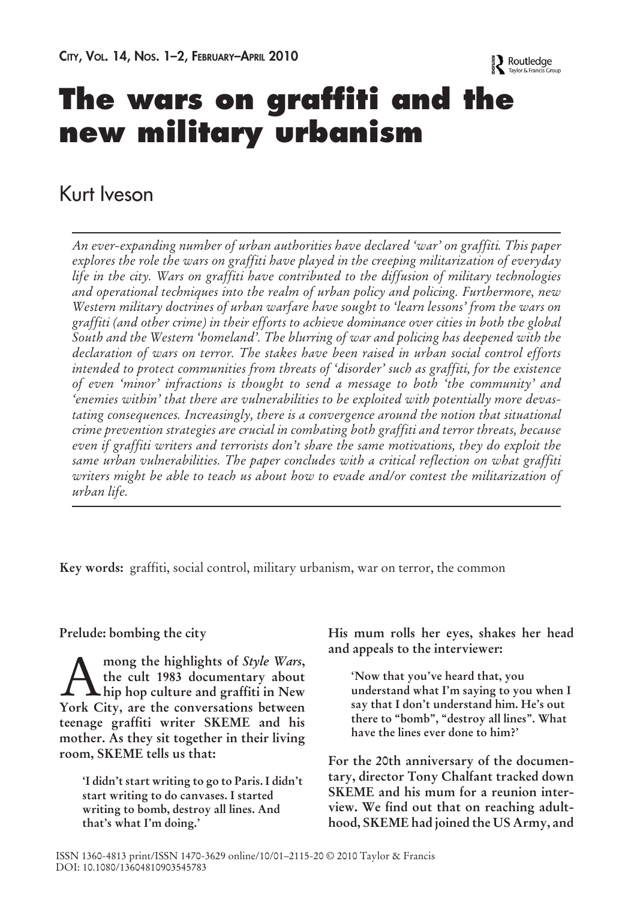# The wars on graffiti and the new military urbanism

Kurt Iveson

*An ever-expanding number of urban authorities have declared 'war' on graffiti. This paper explores the role the wars on graffiti have played in the creeping militarization of everyday life in the city. Wars on graffiti have contributed to the diffusion of military technologies and operational techniques into the realm of urban policy and policing. Furthermore, new Western military doctrines of urban warfare have sought to 'learn lessons' from the wars on graffiti (and other crime) in their efforts to achieve dominance over cities in both the global South and the Western 'homeland'. The blurring of war and policing has deepened with the declaration of wars on terror. The stakes have been raised in urban social control efforts intended to protect communities from threats of 'disorder' such as graffiti, for the existence of even 'minor' infractions is thought to send a message to both 'the community' and 'enemies within' that there are vulnerabilities to be exploited with potentially more devastating consequences. Increasingly, there is a convergence around the notion that situational crime prevention strategies are crucial in combating both graffiti and terror threats, because even if graffiti writers and terrorists don't share the same motivations, they do exploit the same urban vulnerabilities. The paper concludes with a critical reflection on what graffiti writers might be able to teach us about how to evade and/or contest the militarization of urban life.*

**Key words:** graffiti, social control, military urbanism, war on terror, the common

**Prelude: bombing the city**

**Among the highlights of *Style Wars*, the cult 1983 documentary about hip hop culture and graffiti in New York City, are the conversations between teenage graffiti writer SKEME and his mother. As they sit together in their living room, SKEME tells us that:**

> **'I didn't start writing to go to Paris. I didn't start writing to do canvases. I started writing to bomb, destroy all lines. And that's what I'm doing.'**

**His mum rolls her eyes, shakes her head and appeals to the interviewer:**

> **'Now that you've heard that, you understand what I'm saying to you when I say that I don't understand him. He's out there to "bomb", "destroy all lines". What have the lines ever done to him?'**

**For the 20th anniversary of the documentary, director Tony Chalfant tracked down SKEME and his mum for a reunion interview. We find out that on reaching adulthood, SKEME had joined the US Army, and**

ISSN 1360-4813 print/ISSN 1470-3629 online/10/01–2115-20 © 2010 Taylor & Francis
DOI: 10.1080/13604810903545783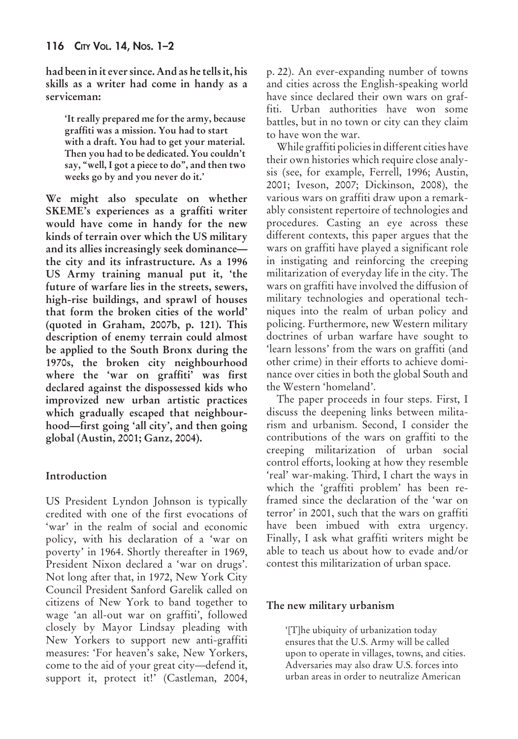**had been in it ever since. And as he tells it, his skills as a writer had come in handy as a serviceman:**

> **'It really prepared me for the army, because graffiti was a mission. You had to start with a draft. You had to get your material. Then you had to be dedicated. You couldn't say, "well, I got a piece to do", and then two weeks go by and you never do it.'**

**We might also speculate on whether SKEME's experiences as a graffiti writer would have come in handy for the new kinds of terrain over which the US military and its allies increasingly seek dominance—the city and its infrastructure. As a 1996 US Army training manual put it, 'the future of warfare lies in the streets, sewers, high-rise buildings, and sprawl of houses that form the broken cities of the world' (quoted in Graham, 2007b, p. 121). This description of enemy terrain could almost be applied to the South Bronx during the 1970s, the broken city neighbourhood where the 'war on graffiti' was first declared against the dispossessed kids who improvized new urban artistic practices which gradually escaped that neighbourhood—first going 'all city', and then going global (Austin, 2001; Ganz, 2004).**

## Introduction

US President Lyndon Johnson is typically credited with one of the first evocations of 'war' in the realm of social and economic policy, with his declaration of a 'war on poverty' in 1964. Shortly thereafter in 1969, President Nixon declared a 'war on drugs'. Not long after that, in 1972, New York City Council President Sanford Garelik called on citizens of New York to band together to wage 'an all-out war on graffiti', followed closely by Mayor Lindsay pleading with New Yorkers to support new anti-graffiti measures: 'For heaven's sake, New Yorkers, come to the aid of your great city—defend it, support it, protect it!' (Castleman, 2004, p. 22). An ever-expanding number of towns and cities across the English-speaking world have since declared their own wars on graffiti. Urban authorities have won some battles, but in no town or city can they claim to have won the war.

While graffiti policies in different cities have their own histories which require close analysis (see, for example, Ferrell, 1996; Austin, 2001; Iveson, 2007; Dickinson, 2008), the various wars on graffiti draw upon a remarkably consistent repertoire of technologies and procedures. Casting an eye across these different contexts, this paper argues that the wars on graffiti have played a significant role in instigating and reinforcing the creeping militarization of everyday life in the city. The wars on graffiti have involved the diffusion of military technologies and operational techniques into the realm of urban policy and policing. Furthermore, new Western military doctrines of urban warfare have sought to 'learn lessons' from the wars on graffiti (and other crime) in their efforts to achieve dominance over cities in both the global South and the Western 'homeland'.

The paper proceeds in four steps. First, I discuss the deepening links between militarism and urbanism. Second, I consider the contributions of the wars on graffiti to the creeping militarization of urban social control efforts, looking at how they resemble 'real' war-making. Third, I chart the ways in which the 'graffiti problem' has been re-framed since the declaration of the 'war on terror' in 2001, such that the wars on graffiti have been imbued with extra urgency. Finally, I ask what graffiti writers might be able to teach us about how to evade and/or contest this militarization of urban space.

## The new military urbanism

> '[T]he ubiquity of urbanization today ensures that the U.S. Army will be called upon to operate in villages, towns, and cities. Adversaries may also draw U.S. forces into urban areas in order to neutralize American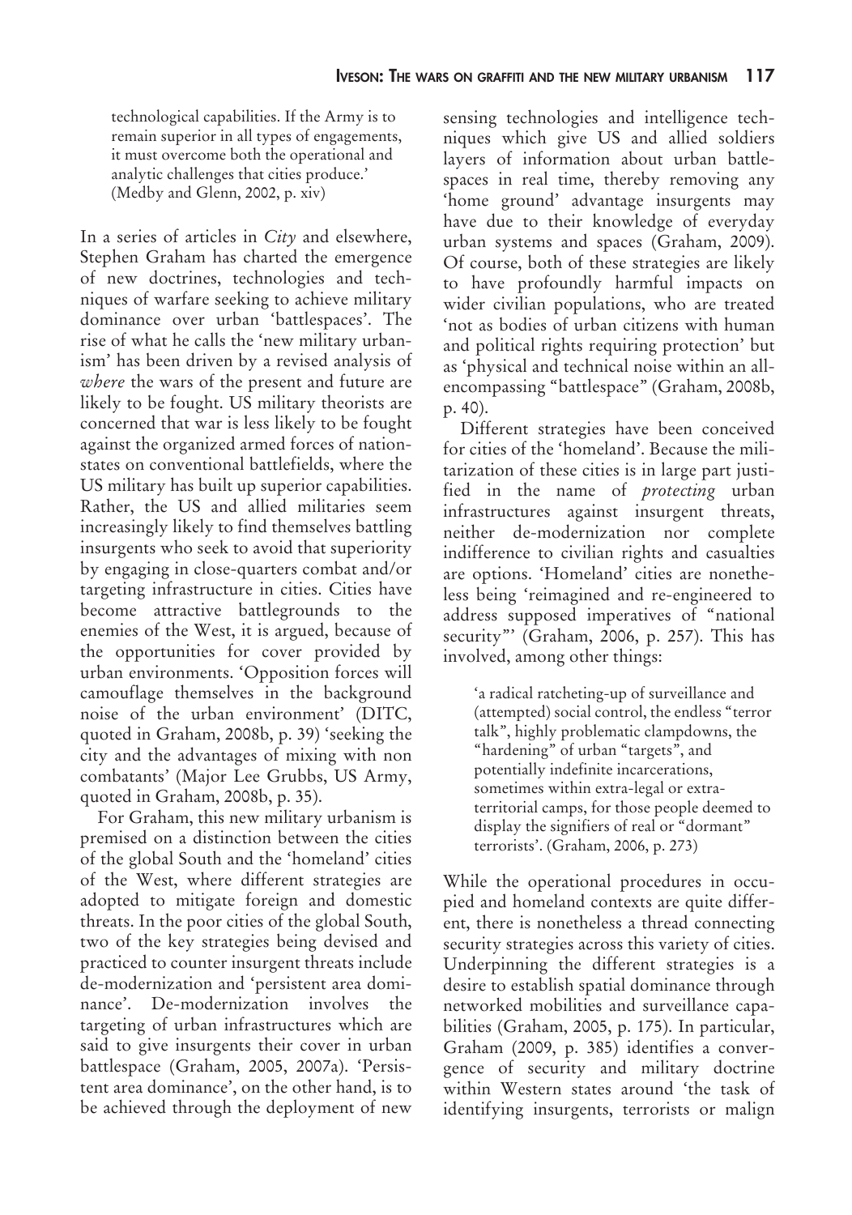technological capabilities. If the Army is to remain superior in all types of engagements, it must overcome both the operational and analytic challenges that cities produce.' (Medby and Glenn, 2002, p. xiv)

In a series of articles in *City* and elsewhere, Stephen Graham has charted the emergence of new doctrines, technologies and techniques of warfare seeking to achieve military dominance over urban 'battlespaces'. The rise of what he calls the 'new military urbanism' has been driven by a revised analysis of *where* the wars of the present and future are likely to be fought. US military theorists are concerned that war is less likely to be fought against the organized armed forces of nation-states on conventional battlefields, where the US military has built up superior capabilities. Rather, the US and allied militaries seem increasingly likely to find themselves battling insurgents who seek to avoid that superiority by engaging in close-quarters combat and/or targeting infrastructure in cities. Cities have become attractive battlegrounds to the enemies of the West, it is argued, because of the opportunities for cover provided by urban environments. 'Opposition forces will camouflage themselves in the background noise of the urban environment' (DITC, quoted in Graham, 2008b, p. 39) 'seeking the city and the advantages of mixing with non combatants' (Major Lee Grubbs, US Army, quoted in Graham, 2008b, p. 35).

For Graham, this new military urbanism is premised on a distinction between the cities of the global South and the 'homeland' cities of the West, where different strategies are adopted to mitigate foreign and domestic threats. In the poor cities of the global South, two of the key strategies being devised and practiced to counter insurgent threats include de-modernization and 'persistent area dominance'. De-modernization involves the targeting of urban infrastructures which are said to give insurgents their cover in urban battlespace (Graham, 2005, 2007a). 'Persistent area dominance', on the other hand, is to be achieved through the deployment of new sensing technologies and intelligence techniques which give US and allied soldiers layers of information about urban battlespaces in real time, thereby removing any 'home ground' advantage insurgents may have due to their knowledge of everyday urban systems and spaces (Graham, 2009). Of course, both of these strategies are likely to have profoundly harmful impacts on wider civilian populations, who are treated 'not as bodies of urban citizens with human and political rights requiring protection' but as 'physical and technical noise within an all-encompassing "battlespace" (Graham, 2008b, p. 40).

Different strategies have been conceived for cities of the 'homeland'. Because the militarization of these cities is in large part justified in the name of *protecting* urban infrastructures against insurgent threats, neither de-modernization nor complete indifference to civilian rights and casualties are options. 'Homeland' cities are nonetheless being 'reimagined and re-engineered to address supposed imperatives of "national security"' (Graham, 2006, p. 257). This has involved, among other things:

> 'a radical ratcheting-up of surveillance and (attempted) social control, the endless "terror talk", highly problematic clampdowns, the "hardening" of urban "targets", and potentially indefinite incarcerations, sometimes within extra-legal or extra-territorial camps, for those people deemed to display the signifiers of real or "dormant" terrorists'. (Graham, 2006, p. 273)

While the operational procedures in occupied and homeland contexts are quite different, there is nonetheless a thread connecting security strategies across this variety of cities. Underpinning the different strategies is a desire to establish spatial dominance through networked mobilities and surveillance capabilities (Graham, 2005, p. 175). In particular, Graham (2009, p. 385) identifies a convergence of security and military doctrine within Western states around 'the task of identifying insurgents, terrorists or malign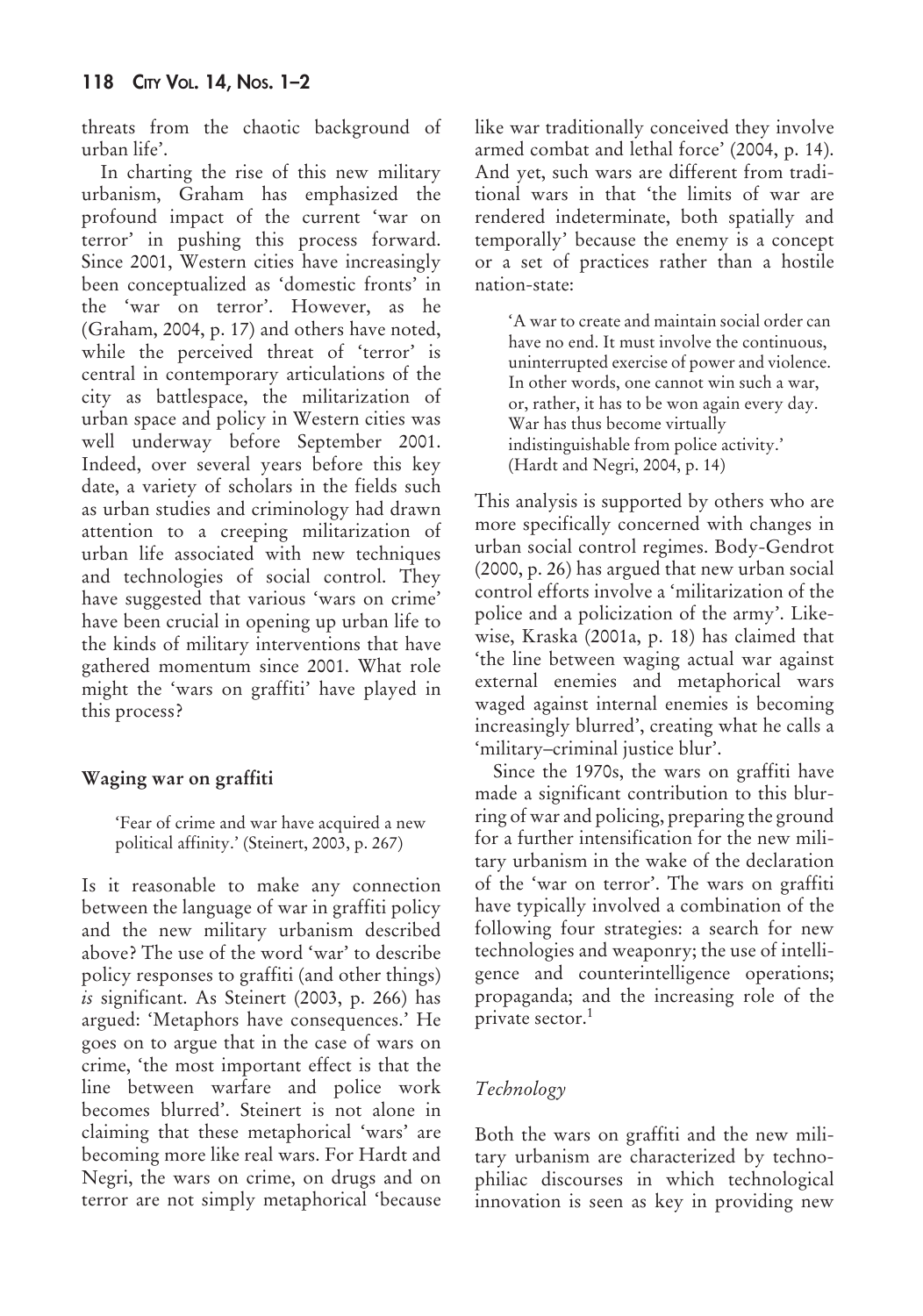threats from the chaotic background of urban life'.

In charting the rise of this new military urbanism, Graham has emphasized the profound impact of the current 'war on terror' in pushing this process forward. Since 2001, Western cities have increasingly been conceptualized as 'domestic fronts' in the 'war on terror'. However, as he (Graham, 2004, p. 17) and others have noted, while the perceived threat of 'terror' is central in contemporary articulations of the city as battlespace, the militarization of urban space and policy in Western cities was well underway before September 2001. Indeed, over several years before this key date, a variety of scholars in the fields such as urban studies and criminology had drawn attention to a creeping militarization of urban life associated with new techniques and technologies of social control. They have suggested that various 'wars on crime' have been crucial in opening up urban life to the kinds of military interventions that have gathered momentum since 2001. What role might the 'wars on graffiti' have played in this process?

## Waging war on graffiti

> 'Fear of crime and war have acquired a new political affinity.' (Steinert, 2003, p. 267)

Is it reasonable to make any connection between the language of war in graffiti policy and the new military urbanism described above? The use of the word 'war' to describe policy responses to graffiti (and other things) *is* significant. As Steinert (2003, p. 266) has argued: 'Metaphors have consequences.' He goes on to argue that in the case of wars on crime, 'the most important effect is that the line between warfare and police work becomes blurred'. Steinert is not alone in claiming that these metaphorical 'wars' are becoming more like real wars. For Hardt and Negri, the wars on crime, on drugs and on terror are not simply metaphorical 'because like war traditionally conceived they involve armed combat and lethal force' (2004, p. 14). And yet, such wars are different from traditional wars in that 'the limits of war are rendered indeterminate, both spatially and temporally' because the enemy is a concept or a set of practices rather than a hostile nation-state:

> 'A war to create and maintain social order can have no end. It must involve the continuous, uninterrupted exercise of power and violence. In other words, one cannot win such a war, or, rather, it has to be won again every day. War has thus become virtually indistinguishable from police activity.' (Hardt and Negri, 2004, p. 14)

This analysis is supported by others who are more specifically concerned with changes in urban social control regimes. Body-Gendrot (2000, p. 26) has argued that new urban social control efforts involve a 'militarization of the police and a policization of the army'. Likewise, Kraska (2001a, p. 18) has claimed that 'the line between waging actual war against external enemies and metaphorical wars waged against internal enemies is becoming increasingly blurred', creating what he calls a 'military–criminal justice blur'.

Since the 1970s, the wars on graffiti have made a significant contribution to this blurring of war and policing, preparing the ground for a further intensification for the new military urbanism in the wake of the declaration of the 'war on terror'. The wars on graffiti have typically involved a combination of the following four strategies: a search for new technologies and weaponry; the use of intelligence and counterintelligence operations; propaganda; and the increasing role of the private sector.[1]

### *Technology*

Both the wars on graffiti and the new military urbanism are characterized by technophiliac discourses in which technological innovation is seen as key in providing new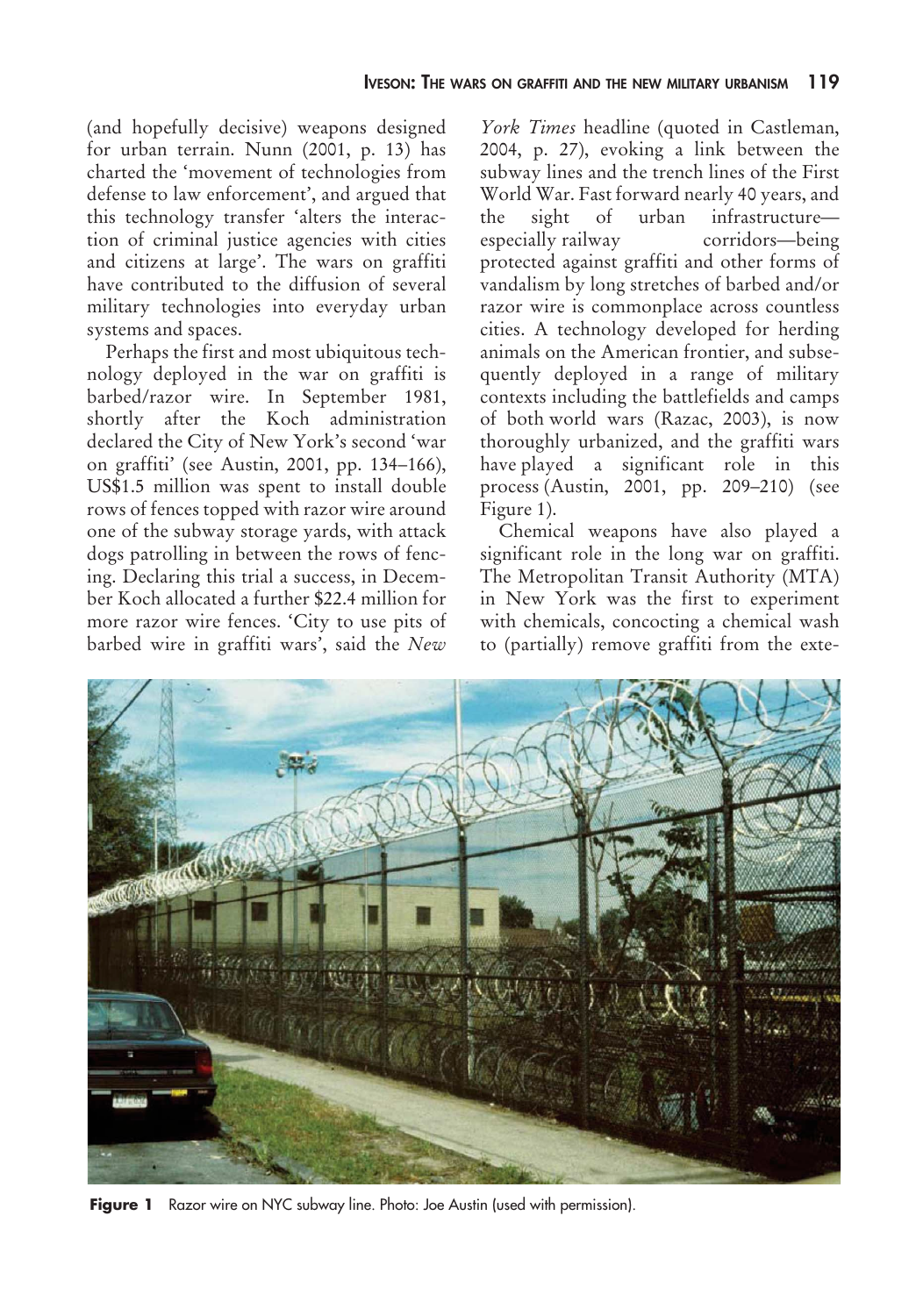(and hopefully decisive) weapons designed for urban terrain. Nunn (2001, p. 13) has charted the 'movement of technologies from defense to law enforcement', and argued that this technology transfer 'alters the interaction of criminal justice agencies with cities and citizens at large'. The wars on graffiti have contributed to the diffusion of several military technologies into everyday urban systems and spaces.

Perhaps the first and most ubiquitous technology deployed in the war on graffiti is barbed/razor wire. In September 1981, shortly after the Koch administration declared the City of New York's second 'war on graffiti' (see Austin, 2001, pp. 134–166), US$1.5 million was spent to install double rows of fences topped with razor wire around one of the subway storage yards, with attack dogs patrolling in between the rows of fencing. Declaring this trial a success, in December Koch allocated a further $22.4 million for more razor wire fences. 'City to use pits of barbed wire in graffiti wars', said the *New York Times* headline (quoted in Castleman, 2004, p. 27), evoking a link between the subway lines and the trench lines of the First World War. Fast forward nearly 40 years, and the sight of urban infrastructure—especially railway corridors—being protected against graffiti and other forms of vandalism by long stretches of barbed and/or razor wire is commonplace across countless cities. A technology developed for herding animals on the American frontier, and subsequently deployed in a range of military contexts including the battlefields and camps of both world wars (Razac, 2003), is now thoroughly urbanized, and the graffiti wars have played a significant role in this process (Austin, 2001, pp. 209–210) (see Figure 1).

Chemical weapons have also played a significant role in the long war on graffiti. The Metropolitan Transit Authority (MTA) in New York was the first to experiment with chemicals, concocting a chemical wash to (partially) remove graffiti from the exte-

**Figure 1** Razor wire on NYC subway line. Photo: Joe Austin (used with permission).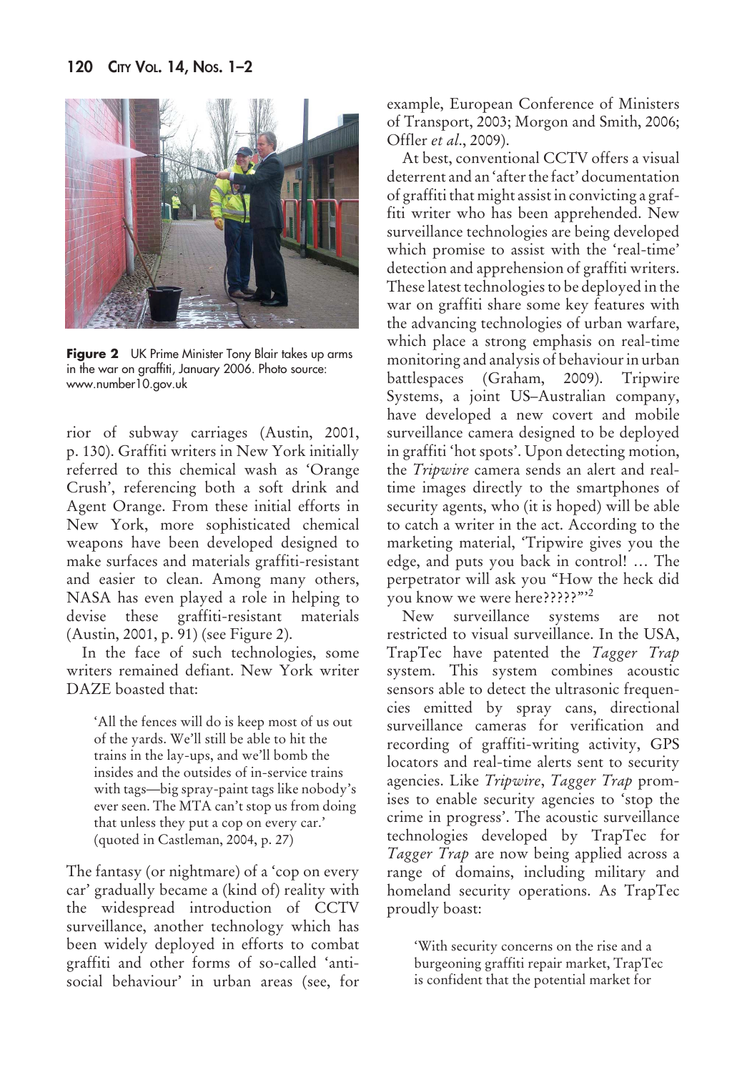Figure 2 UK Prime Minister Tony Blair takes up arms in the war on graffiti, January 2006. Photo source: www.number10.gov.uk

rior of subway carriages (Austin, 2001, p. 130). Graffiti writers in New York initially referred to this chemical wash as 'Orange Crush', referencing both a soft drink and Agent Orange. From these initial efforts in New York, more sophisticated chemical weapons have been developed designed to make surfaces and materials graffiti-resistant and easier to clean. Among many others, NASA has even played a role in helping to devise these graffiti-resistant materials (Austin, 2001, p. 91) (see Figure 2).

In the face of such technologies, some writers remained defiant. New York writer DAZE boasted that:

> 'All the fences will do is keep most of us out of the yards. We'll still be able to hit the trains in the lay-ups, and we'll bomb the insides and the outsides of in-service trains with tags—big spray-paint tags like nobody's ever seen. The MTA can't stop us from doing that unless they put a cop on every car.' (quoted in Castleman, 2004, p. 27)

The fantasy (or nightmare) of a 'cop on every car' gradually became a (kind of) reality with the widespread introduction of CCTV surveillance, another technology which has been widely deployed in efforts to combat graffiti and other forms of so-called 'anti-social behaviour' in urban areas (see, for example, European Conference of Ministers of Transport, 2003; Morgon and Smith, 2006; Offler *et al*., 2009).

At best, conventional CCTV offers a visual deterrent and an 'after the fact' documentation of graffiti that might assist in convicting a graffiti writer who has been apprehended. New surveillance technologies are being developed which promise to assist with the 'real-time' detection and apprehension of graffiti writers. These latest technologies to be deployed in the war on graffiti share some key features with the advancing technologies of urban warfare, which place a strong emphasis on real-time monitoring and analysis of behaviour in urban battlespaces (Graham, 2009). Tripwire Systems, a joint US–Australian company, have developed a new covert and mobile surveillance camera designed to be deployed in graffiti 'hot spots'. Upon detecting motion, the *Tripwire* camera sends an alert and real-time images directly to the smartphones of security agents, who (it is hoped) will be able to catch a writer in the act. According to the marketing material, 'Tripwire gives you the edge, and puts you back in control! … The perpetrator will ask you "How the heck did you know we were here?????"'[2]

New surveillance systems are not restricted to visual surveillance. In the USA, TrapTec have patented the *Tagger Trap* system. This system combines acoustic sensors able to detect the ultrasonic frequencies emitted by spray cans, directional surveillance cameras for verification and recording of graffiti-writing activity, GPS locators and real-time alerts sent to security agencies. Like *Tripwire*, *Tagger Trap* promises to enable security agencies to 'stop the crime in progress'. The acoustic surveillance technologies developed by TrapTec for *Tagger Trap* are now being applied across a range of domains, including military and homeland security operations. As TrapTec proudly boast:

> 'With security concerns on the rise and a burgeoning graffiti repair market, TrapTec is confident that the potential market for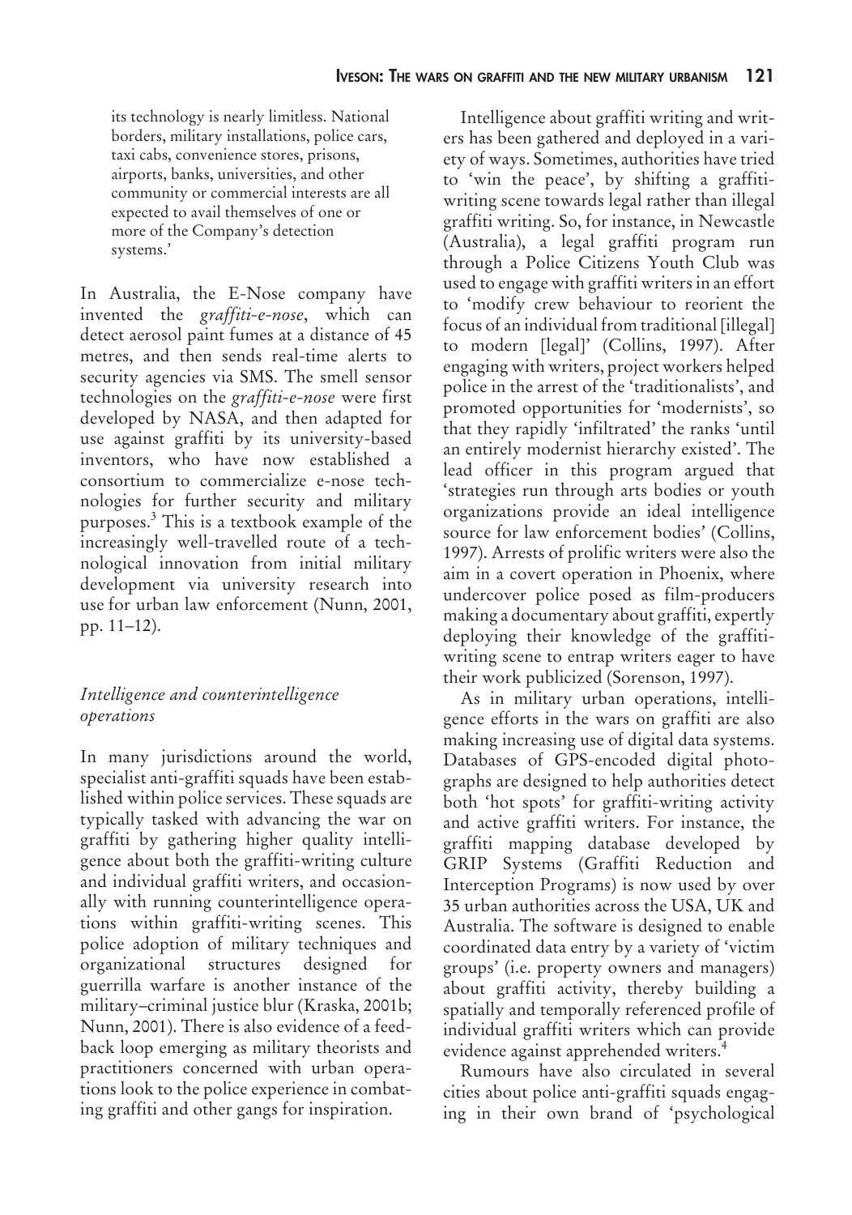its technology is nearly limitless. National borders, military installations, police cars, taxi cabs, convenience stores, prisons, airports, banks, universities, and other community or commercial interests are all expected to avail themselves of one or more of the Company's detection systems.'

In Australia, the E-Nose company have invented the *graffiti-e-nose*, which can detect aerosol paint fumes at a distance of 45 metres, and then sends real-time alerts to security agencies via SMS. The smell sensor technologies on the *graffiti-e-nose* were first developed by NASA, and then adapted for use against graffiti by its university-based inventors, who have now established a consortium to commercialize e-nose technologies for further security and military purposes.[3] This is a textbook example of the increasingly well-travelled route of a technological innovation from initial military development via university research into use for urban law enforcement (Nunn, 2001, pp. 11–12).

### *Intelligence and counterintelligence operations*

In many jurisdictions around the world, specialist anti-graffiti squads have been established within police services. These squads are typically tasked with advancing the war on graffiti by gathering higher quality intelligence about both the graffiti-writing culture and individual graffiti writers, and occasionally with running counterintelligence operations within graffiti-writing scenes. This police adoption of military techniques and organizational structures designed for guerrilla warfare is another instance of the military–criminal justice blur (Kraska, 2001b; Nunn, 2001). There is also evidence of a feedback loop emerging as military theorists and practitioners concerned with urban operations look to the police experience in combating graffiti and other gangs for inspiration.

Intelligence about graffiti writing and writers has been gathered and deployed in a variety of ways. Sometimes, authorities have tried to 'win the peace', by shifting a graffiti-writing scene towards legal rather than illegal graffiti writing. So, for instance, in Newcastle (Australia), a legal graffiti program run through a Police Citizens Youth Club was used to engage with graffiti writers in an effort to 'modify crew behaviour to reorient the focus of an individual from traditional [illegal] to modern [legal]' (Collins, 1997). After engaging with writers, project workers helped police in the arrest of the 'traditionalists', and promoted opportunities for 'modernists', so that they rapidly 'infiltrated' the ranks 'until an entirely modernist hierarchy existed'. The lead officer in this program argued that 'strategies run through arts bodies or youth organizations provide an ideal intelligence source for law enforcement bodies' (Collins, 1997). Arrests of prolific writers were also the aim in a covert operation in Phoenix, where undercover police posed as film-producers making a documentary about graffiti, expertly deploying their knowledge of the graffiti-writing scene to entrap writers eager to have their work publicized (Sorenson, 1997).

As in military urban operations, intelligence efforts in the wars on graffiti are also making increasing use of digital data systems. Databases of GPS-encoded digital photographs are designed to help authorities detect both 'hot spots' for graffiti-writing activity and active graffiti writers. For instance, the graffiti mapping database developed by GRIP Systems (Graffiti Reduction and Interception Programs) is now used by over 35 urban authorities across the USA, UK and Australia. The software is designed to enable coordinated data entry by a variety of 'victim groups' (i.e. property owners and managers) about graffiti activity, thereby building a spatially and temporally referenced profile of individual graffiti writers which can provide evidence against apprehended writers.[4]

Rumours have also circulated in several cities about police anti-graffiti squads engaging in their own brand of 'psychological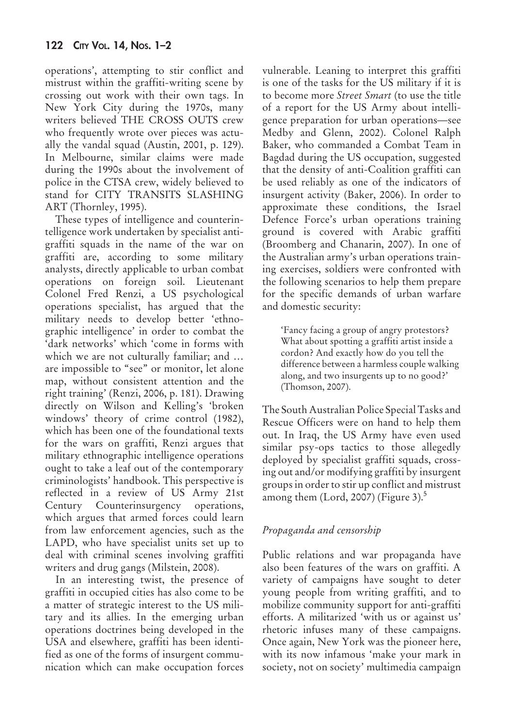operations', attempting to stir conflict and mistrust within the graffiti-writing scene by crossing out work with their own tags. In New York City during the 1970s, many writers believed THE CROSS OUTS crew who frequently wrote over pieces was actually the vandal squad (Austin, 2001, p. 129). In Melbourne, similar claims were made during the 1990s about the involvement of police in the CTSA crew, widely believed to stand for CITY TRANSITS SLASHING ART (Thornley, 1995).

These types of intelligence and counterintelligence work undertaken by specialist anti-graffiti squads in the name of the war on graffiti are, according to some military analysts, directly applicable to urban combat operations on foreign soil. Lieutenant Colonel Fred Renzi, a US psychological operations specialist, has argued that the military needs to develop better 'ethnographic intelligence' in order to combat the 'dark networks' which 'come in forms with which we are not culturally familiar; and … are impossible to "see" or monitor, let alone map, without consistent attention and the right training' (Renzi, 2006, p. 181). Drawing directly on Wilson and Kelling's 'broken windows' theory of crime control (1982), which has been one of the foundational texts for the wars on graffiti, Renzi argues that military ethnographic intelligence operations ought to take a leaf out of the contemporary criminologists' handbook. This perspective is reflected in a review of US Army 21st Century Counterinsurgency operations, which argues that armed forces could learn from law enforcement agencies, such as the LAPD, who have specialist units set up to deal with criminal scenes involving graffiti writers and drug gangs (Milstein, 2008).

In an interesting twist, the presence of graffiti in occupied cities has also come to be a matter of strategic interest to the US military and its allies. In the emerging urban operations doctrines being developed in the USA and elsewhere, graffiti has been identified as one of the forms of insurgent communication which can make occupation forces vulnerable. Leaning to interpret this graffiti is one of the tasks for the US military if it is to become more *Street Smart* (to use the title of a report for the US Army about intelligence preparation for urban operations—see Medby and Glenn, 2002). Colonel Ralph Baker, who commanded a Combat Team in Bagdad during the US occupation, suggested that the density of anti-Coalition graffiti can be used reliably as one of the indicators of insurgent activity (Baker, 2006). In order to approximate these conditions, the Israel Defence Force's urban operations training ground is covered with Arabic graffiti (Broomberg and Chanarin, 2007). In one of the Australian army's urban operations training exercises, soldiers were confronted with the following scenarios to help them prepare for the specific demands of urban warfare and domestic security:

> 'Fancy facing a group of angry protestors? What about spotting a graffiti artist inside a cordon? And exactly how do you tell the difference between a harmless couple walking along, and two insurgents up to no good?' (Thomson, 2007).

The South Australian Police Special Tasks and Rescue Officers were on hand to help them out. In Iraq, the US Army have even used similar psy-ops tactics to those allegedly deployed by specialist graffiti squads, crossing out and/or modifying graffiti by insurgent groups in order to stir up conflict and mistrust among them (Lord, 2007) (Figure 3).[5]

### *Propaganda and censorship*

Public relations and war propaganda have also been features of the wars on graffiti. A variety of campaigns have sought to deter young people from writing graffiti, and to mobilize community support for anti-graffiti efforts. A militarized 'with us or against us' rhetoric infuses many of these campaigns. Once again, New York was the pioneer here, with its now infamous 'make your mark in society, not on society' multimedia campaign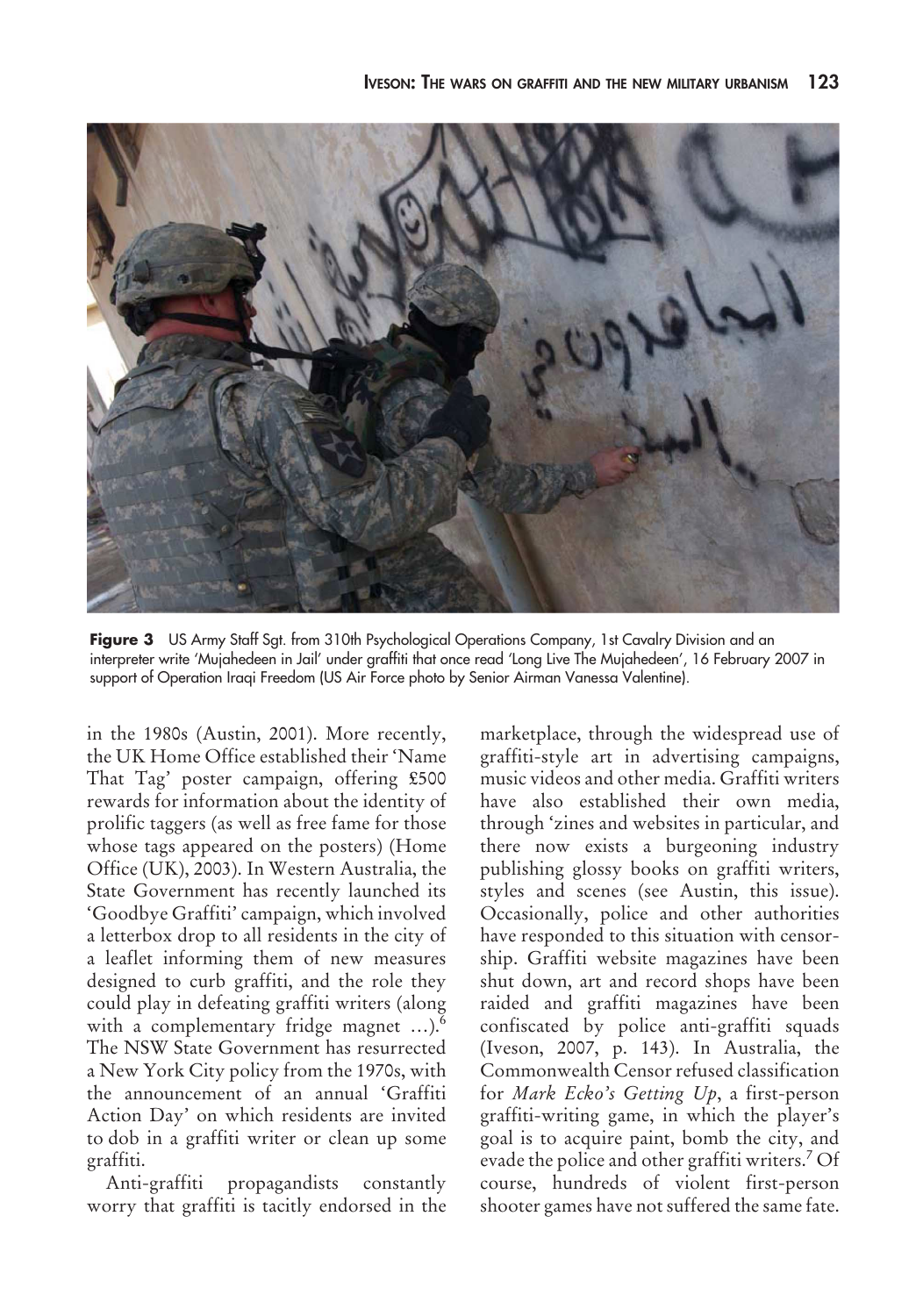**Figure 3** US Army Staff Sgt. from 310th Psychological Operations Company, 1st Cavalry Division and an interpreter write 'Mujahedeen in Jail' under graffiti that once read 'Long Live The Mujahedeen', 16 February 2007 in support of Operation Iraqi Freedom (US Air Force photo by Senior Airman Vanessa Valentine).

in the 1980s (Austin, 2001). More recently, the UK Home Office established their 'Name That Tag' poster campaign, offering £500 rewards for information about the identity of prolific taggers (as well as free fame for those whose tags appeared on the posters) (Home Office (UK), 2003). In Western Australia, the State Government has recently launched its 'Goodbye Graffiti' campaign, which involved a letterbox drop to all residents in the city of a leaflet informing them of new measures designed to curb graffiti, and the role they could play in defeating graffiti writers (along with a complementary fridge magnet …).[6] The NSW State Government has resurrected a New York City policy from the 1970s, with the announcement of an annual 'Graffiti Action Day' on which residents are invited to dob in a graffiti writer or clean up some graffiti.

Anti-graffiti propagandists constantly worry that graffiti is tacitly endorsed in the marketplace, through the widespread use of graffiti-style art in advertising campaigns, music videos and other media. Graffiti writers have also established their own media, through 'zines and websites in particular, and there now exists a burgeoning industry publishing glossy books on graffiti writers, styles and scenes (see Austin, this issue). Occasionally, police and other authorities have responded to this situation with censorship. Graffiti website magazines have been shut down, art and record shops have been raided and graffiti magazines have been confiscated by police anti-graffiti squads (Iveson, 2007, p. 143). In Australia, the Commonwealth Censor refused classification for *Mark Ecko's Getting Up*, a first-person graffiti-writing game, in which the player's goal is to acquire paint, bomb the city, and evade the police and other graffiti writers.[7] Of course, hundreds of violent first-person shooter games have not suffered the same fate.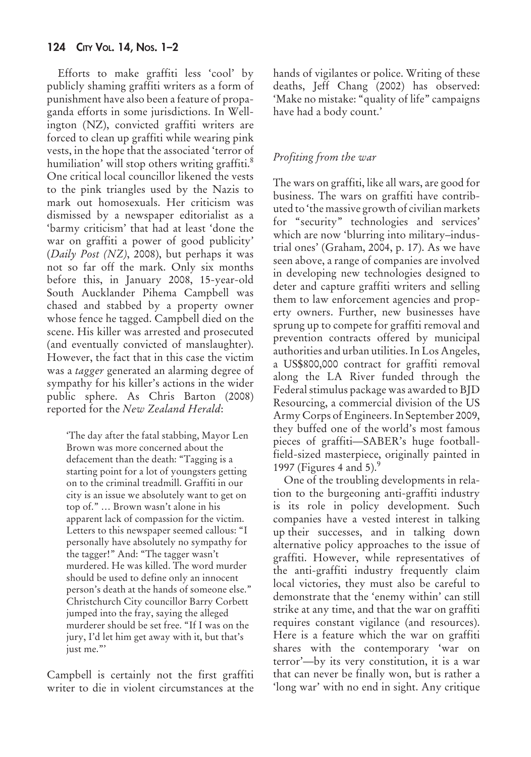Efforts to make graffiti less 'cool' by publicly shaming graffiti writers as a form of punishment have also been a feature of propaganda efforts in some jurisdictions. In Wellington (NZ), convicted graffiti writers are forced to clean up graffiti while wearing pink vests, in the hope that the associated 'terror of humiliation' will stop others writing graffiti.[8] One critical local councillor likened the vests to the pink triangles used by the Nazis to mark out homosexuals. Her criticism was dismissed by a newspaper editorialist as a 'barmy criticism' that had at least 'done the war on graffiti a power of good publicity' (*Daily Post (NZ)*, 2008), but perhaps it was not so far off the mark. Only six months before this, in January 2008, 15-year-old South Aucklander Pihema Campbell was chased and stabbed by a property owner whose fence he tagged. Campbell died on the scene. His killer was arrested and prosecuted (and eventually convicted of manslaughter). However, the fact that in this case the victim was a *tagger* generated an alarming degree of sympathy for his killer's actions in the wider public sphere. As Chris Barton (2008) reported for the *New Zealand Herald*:

> 'The day after the fatal stabbing, Mayor Len Brown was more concerned about the defacement than the death: "Tagging is a starting point for a lot of youngsters getting on to the criminal treadmill. Graffiti in our city is an issue we absolutely want to get on top of." … Brown wasn't alone in his apparent lack of compassion for the victim. Letters to this newspaper seemed callous: "I personally have absolutely no sympathy for the tagger!" And: "The tagger wasn't murdered. He was killed. The word murder should be used to define only an innocent person's death at the hands of someone else." Christchurch City councillor Barry Corbett jumped into the fray, saying the alleged murderer should be set free. "If I was on the jury, I'd let him get away with it, but that's just me."'

Campbell is certainly not the first graffiti writer to die in violent circumstances at the hands of vigilantes or police. Writing of these deaths, Jeff Chang (2002) has observed: 'Make no mistake: "quality of life" campaigns have had a body count.'

### *Profiting from the war*

The wars on graffiti, like all wars, are good for business. The wars on graffiti have contributed to 'the massive growth of civilian markets for "security" technologies and services' which are now 'blurring into military–industrial ones' (Graham, 2004, p. 17). As we have seen above, a range of companies are involved in developing new technologies designed to deter and capture graffiti writers and selling them to law enforcement agencies and property owners. Further, new businesses have sprung up to compete for graffiti removal and prevention contracts offered by municipal authorities and urban utilities. In Los Angeles, a US$800,000 contract for graffiti removal along the LA River funded through the Federal stimulus package was awarded to BJD Resourcing, a commercial division of the US Army Corps of Engineers. In September 2009, they buffed one of the world's most famous pieces of graffiti—SABER's huge football-field-sized masterpiece, originally painted in 1997 (Figures 4 and 5).[9]

One of the troubling developments in relation to the burgeoning anti-graffiti industry is its role in policy development. Such companies have a vested interest in talking up their successes, and in talking down alternative policy approaches to the issue of graffiti. However, while representatives of the anti-graffiti industry frequently claim local victories, they must also be careful to demonstrate that the 'enemy within' can still strike at any time, and that the war on graffiti requires constant vigilance (and resources). Here is a feature which the war on graffiti shares with the contemporary 'war on terror'—by its very constitution, it is a war that can never be finally won, but is rather a 'long war' with no end in sight. Any critique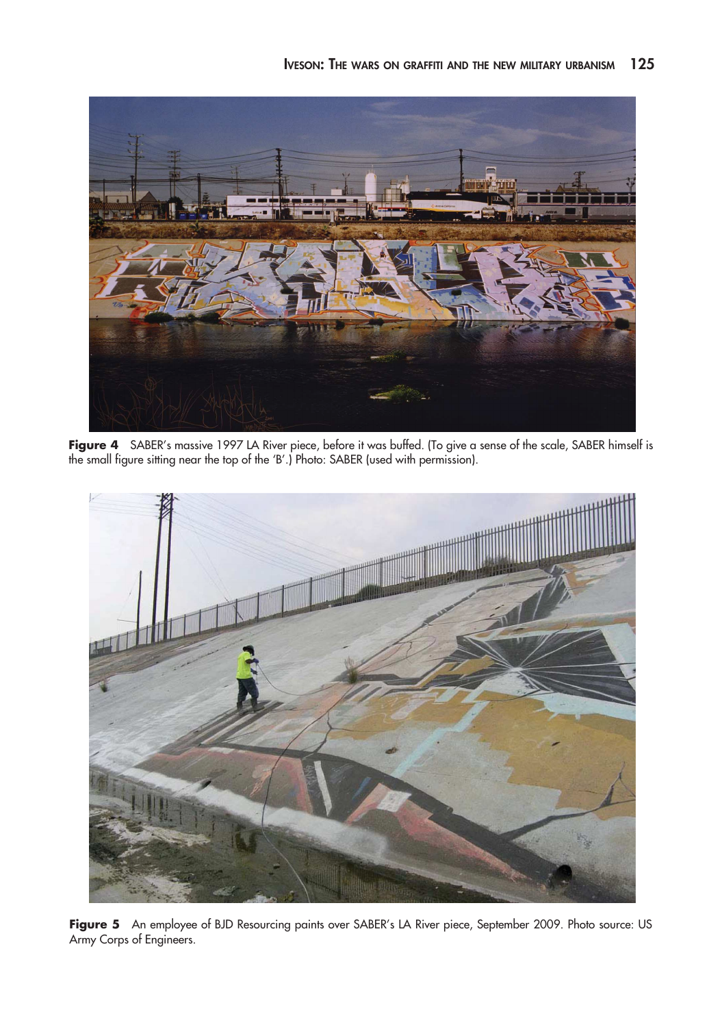**Figure 4** SABER's massive 1997 LA River piece, before it was buffed. (To give a sense of the scale, SABER himself is the small figure sitting near the top of the 'B'.) Photo: SABER (used with permission).

**Figure 5** An employee of BJD Resourcing paints over SABER's LA River piece, September 2009. Photo source: US Army Corps of Engineers.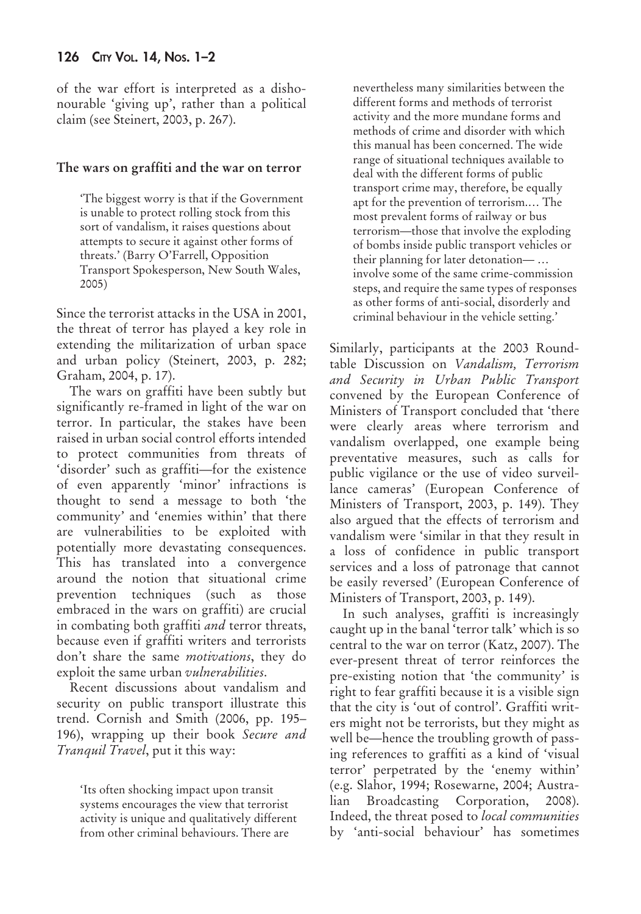of the war effort is interpreted as a dishonourable 'giving up', rather than a political claim (see Steinert, 2003, p. 267).

## The wars on graffiti and the war on terror

> 'The biggest worry is that if the Government is unable to protect rolling stock from this sort of vandalism, it raises questions about attempts to secure it against other forms of threats.' (Barry O'Farrell, Opposition Transport Spokesperson, New South Wales, 2005)

Since the terrorist attacks in the USA in 2001, the threat of terror has played a key role in extending the militarization of urban space and urban policy (Steinert, 2003, p. 282; Graham, 2004, p. 17).

The wars on graffiti have been subtly but significantly re-framed in light of the war on terror. In particular, the stakes have been raised in urban social control efforts intended to protect communities from threats of 'disorder' such as graffiti—for the existence of even apparently 'minor' infractions is thought to send a message to both 'the community' and 'enemies within' that there are vulnerabilities to be exploited with potentially more devastating consequences. This has translated into a convergence around the notion that situational crime prevention techniques (such as those embraced in the wars on graffiti) are crucial in combating both graffiti *and* terror threats, because even if graffiti writers and terrorists don't share the same *motivations*, they do exploit the same urban *vulnerabilities*.

Recent discussions about vandalism and security on public transport illustrate this trend. Cornish and Smith (2006, pp. 195–196), wrapping up their book *Secure and Tranquil Travel*, put it this way:

> 'Its often shocking impact upon transit systems encourages the view that terrorist activity is unique and qualitatively different from other criminal behaviours. There are nevertheless many similarities between the different forms and methods of terrorist activity and the more mundane forms and methods of crime and disorder with which this manual has been concerned. The wide range of situational techniques available to deal with the different forms of public transport crime may, therefore, be equally apt for the prevention of terrorism.... The most prevalent forms of railway or bus terrorism—those that involve the exploding of bombs inside public transport vehicles or their planning for later detonation— … involve some of the same crime-commission steps, and require the same types of responses as other forms of anti-social, disorderly and criminal behaviour in the vehicle setting.'

Similarly, participants at the 2003 Roundtable Discussion on *Vandalism, Terrorism and Security in Urban Public Transport* convened by the European Conference of Ministers of Transport concluded that 'there were clearly areas where terrorism and vandalism overlapped, one example being preventative measures, such as calls for public vigilance or the use of video surveillance cameras' (European Conference of Ministers of Transport, 2003, p. 149). They also argued that the effects of terrorism and vandalism were 'similar in that they result in a loss of confidence in public transport services and a loss of patronage that cannot be easily reversed' (European Conference of Ministers of Transport, 2003, p. 149).

In such analyses, graffiti is increasingly caught up in the banal 'terror talk' which is so central to the war on terror (Katz, 2007). The ever-present threat of terror reinforces the pre-existing notion that 'the community' is right to fear graffiti because it is a visible sign that the city is 'out of control'. Graffiti writers might not be terrorists, but they might as well be—hence the troubling growth of passing references to graffiti as a kind of 'visual terror' perpetrated by the 'enemy within' (e.g. Slahor, 1994; Rosewarne, 2004; Australian Broadcasting Corporation, 2008). Indeed, the threat posed to *local communities* by 'anti-social behaviour' has sometimes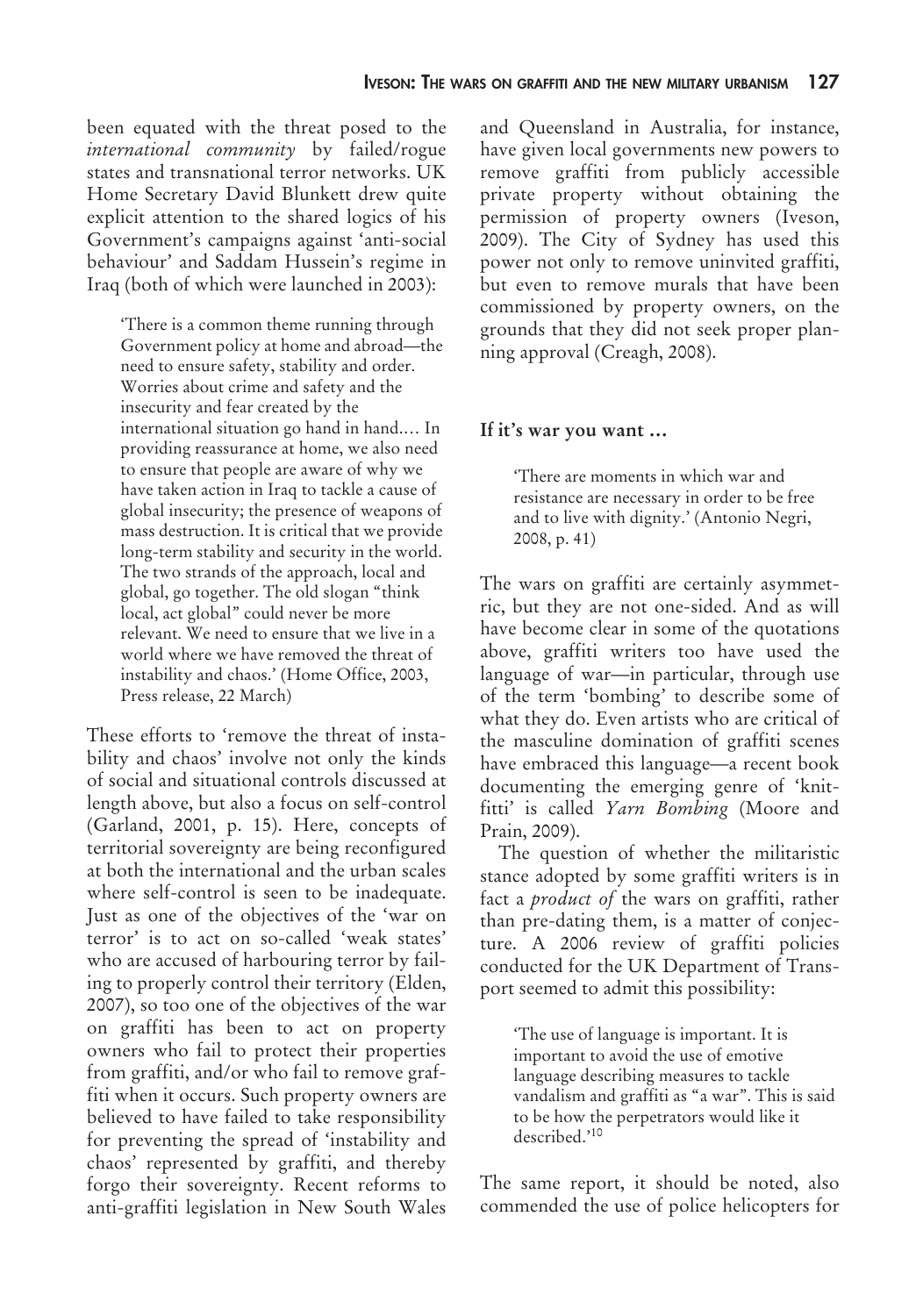been equated with the threat posed to the *international community* by failed/rogue states and transnational terror networks. UK Home Secretary David Blunkett drew quite explicit attention to the shared logics of his Government's campaigns against 'anti-social behaviour' and Saddam Hussein's regime in Iraq (both of which were launched in 2003):

> 'There is a common theme running through Government policy at home and abroad—the need to ensure safety, stability and order. Worries about crime and safety and the insecurity and fear created by the international situation go hand in hand.… In providing reassurance at home, we also need to ensure that people are aware of why we have taken action in Iraq to tackle a cause of global insecurity; the presence of weapons of mass destruction. It is critical that we provide long-term stability and security in the world. The two strands of the approach, local and global, go together. The old slogan "think local, act global" could never be more relevant. We need to ensure that we live in a world where we have removed the threat of instability and chaos.' (Home Office, 2003, Press release, 22 March)

These efforts to 'remove the threat of instability and chaos' involve not only the kinds of social and situational controls discussed at length above, but also a focus on self-control (Garland, 2001, p. 15). Here, concepts of territorial sovereignty are being reconfigured at both the international and the urban scales where self-control is seen to be inadequate. Just as one of the objectives of the 'war on terror' is to act on so-called 'weak states' who are accused of harbouring terror by failing to properly control their territory (Elden, 2007), so too one of the objectives of the war on graffiti has been to act on property owners who fail to protect their properties from graffiti, and/or who fail to remove graffiti when it occurs. Such property owners are believed to have failed to take responsibility for preventing the spread of 'instability and chaos' represented by graffiti, and thereby forgo their sovereignty. Recent reforms to anti-graffiti legislation in New South Wales and Queensland in Australia, for instance, have given local governments new powers to remove graffiti from publicly accessible private property without obtaining the permission of property owners (Iveson, 2009). The City of Sydney has used this power not only to remove uninvited graffiti, but even to remove murals that have been commissioned by property owners, on the grounds that they did not seek proper planning approval (Creagh, 2008).

## If it's war you want …

> 'There are moments in which war and resistance are necessary in order to be free and to live with dignity.' (Antonio Negri, 2008, p. 41)

The wars on graffiti are certainly asymmetric, but they are not one-sided. And as will have become clear in some of the quotations above, graffiti writers too have used the language of war—in particular, through use of the term 'bombing' to describe some of what they do. Even artists who are critical of the masculine domination of graffiti scenes have embraced this language—a recent book documenting the emerging genre of 'knitfitti' is called *Yarn Bombing* (Moore and Prain, 2009).

The question of whether the militaristic stance adopted by some graffiti writers is in fact a *product of* the wars on graffiti, rather than pre-dating them, is a matter of conjecture. A 2006 review of graffiti policies conducted for the UK Department of Transport seemed to admit this possibility:

> 'The use of language is important. It is important to avoid the use of emotive language describing measures to tackle vandalism and graffiti as "a war". This is said to be how the perpetrators would like it described.'[10]

The same report, it should be noted, also commended the use of police helicopters for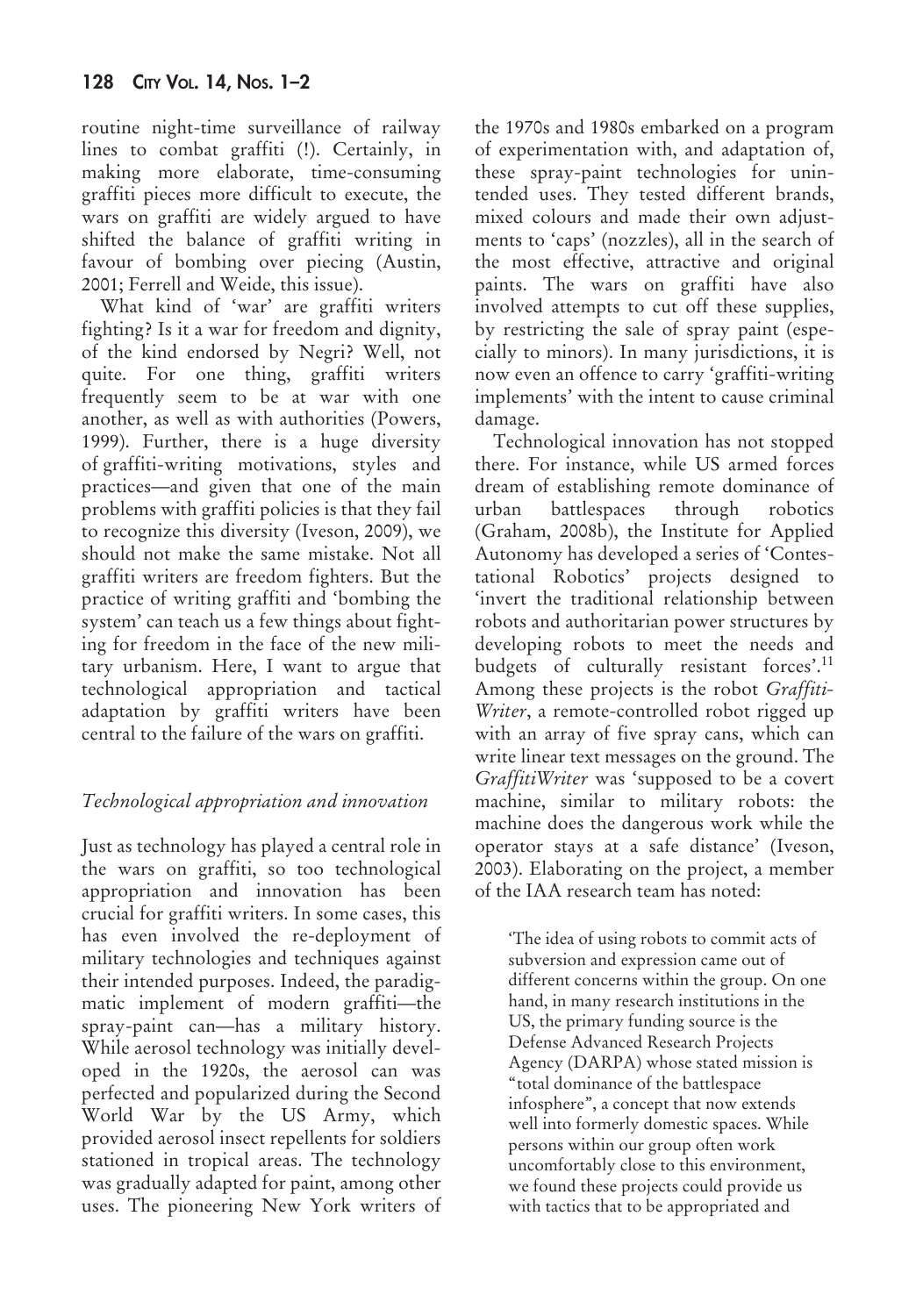routine night-time surveillance of railway lines to combat graffiti (!). Certainly, in making more elaborate, time-consuming graffiti pieces more difficult to execute, the wars on graffiti are widely argued to have shifted the balance of graffiti writing in favour of bombing over piecing (Austin, 2001; Ferrell and Weide, this issue).

What kind of 'war' are graffiti writers fighting? Is it a war for freedom and dignity, of the kind endorsed by Negri? Well, not quite. For one thing, graffiti writers frequently seem to be at war with one another, as well as with authorities (Powers, 1999). Further, there is a huge diversity of graffiti-writing motivations, styles and practices—and given that one of the main problems with graffiti policies is that they fail to recognize this diversity (Iveson, 2009), we should not make the same mistake. Not all graffiti writers are freedom fighters. But the practice of writing graffiti and 'bombing the system' can teach us a few things about fighting for freedom in the face of the new military urbanism. Here, I want to argue that technological appropriation and tactical adaptation by graffiti writers have been central to the failure of the wars on graffiti.

### *Technological appropriation and innovation*

Just as technology has played a central role in the wars on graffiti, so too technological appropriation and innovation has been crucial for graffiti writers. In some cases, this has even involved the re-deployment of military technologies and techniques against their intended purposes. Indeed, the paradigmatic implement of modern graffiti—the spray-paint can—has a military history. While aerosol technology was initially developed in the 1920s, the aerosol can was perfected and popularized during the Second World War by the US Army, which provided aerosol insect repellents for soldiers stationed in tropical areas. The technology was gradually adapted for paint, among other uses. The pioneering New York writers of the 1970s and 1980s embarked on a program of experimentation with, and adaptation of, these spray-paint technologies for unintended uses. They tested different brands, mixed colours and made their own adjustments to 'caps' (nozzles), all in the search of the most effective, attractive and original paints. The wars on graffiti have also involved attempts to cut off these supplies, by restricting the sale of spray paint (especially to minors). In many jurisdictions, it is now even an offence to carry 'graffiti-writing implements' with the intent to cause criminal damage.

Technological innovation has not stopped there. For instance, while US armed forces dream of establishing remote dominance of urban battlespaces through robotics (Graham, 2008b), the Institute for Applied Autonomy has developed a series of 'Contestational Robotics' projects designed to 'invert the traditional relationship between robots and authoritarian power structures by developing robots to meet the needs and budgets of culturally resistant forces'.[11] Among these projects is the robot *Graffiti-Writer*, a remote-controlled robot rigged up with an array of five spray cans, which can write linear text messages on the ground. The *GraffitiWriter* was 'supposed to be a covert machine, similar to military robots: the machine does the dangerous work while the operator stays at a safe distance' (Iveson, 2003). Elaborating on the project, a member of the IAA research team has noted:

> 'The idea of using robots to commit acts of subversion and expression came out of different concerns within the group. On one hand, in many research institutions in the US, the primary funding source is the Defense Advanced Research Projects Agency (DARPA) whose stated mission is "total dominance of the battlespace infosphere", a concept that now extends well into formerly domestic spaces. While persons within our group often work uncomfortably close to this environment, we found these projects could provide us with tactics that to be appropriated and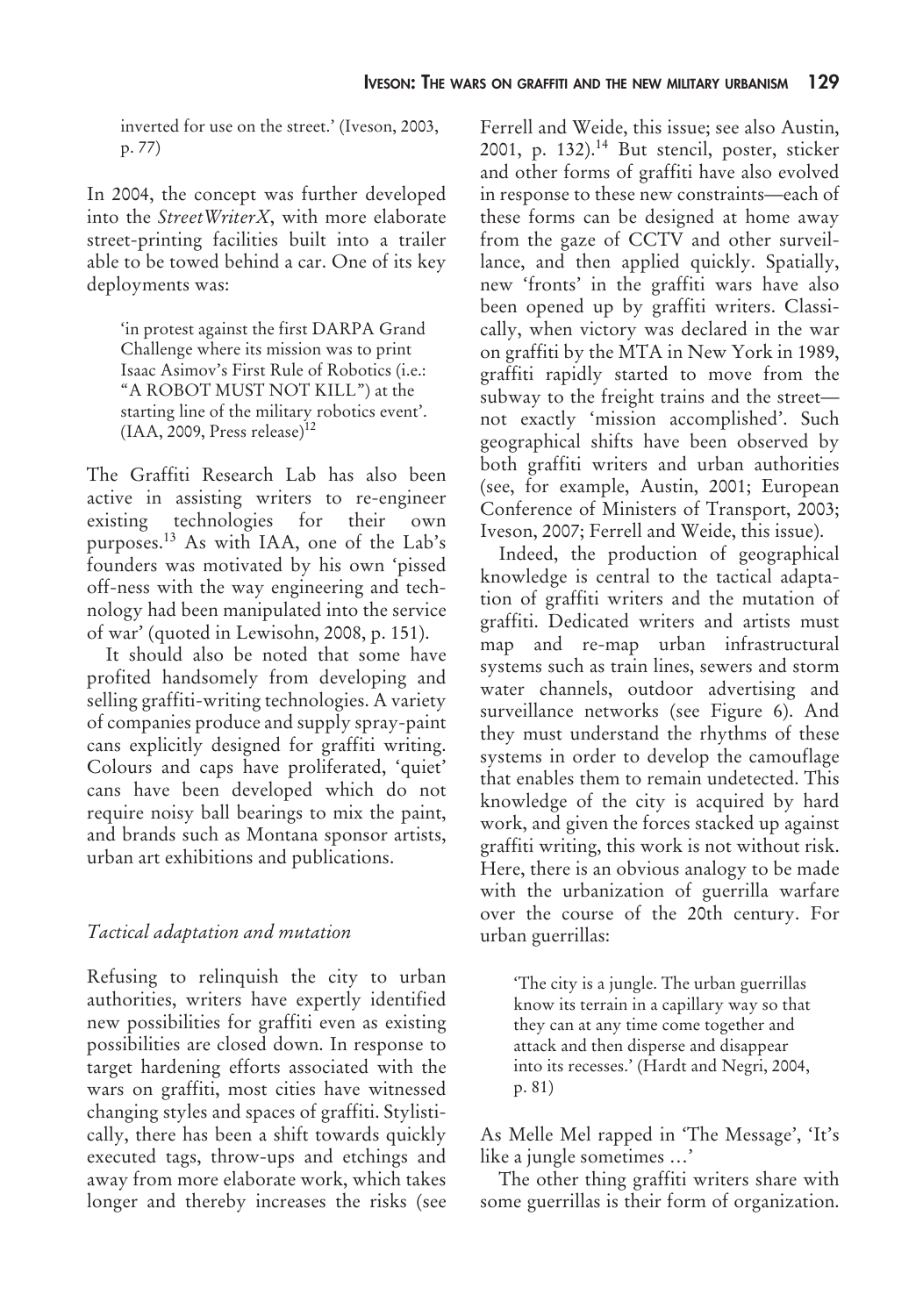inverted for use on the street.' (Iveson, 2003, p. 77)

In 2004, the concept was further developed into the *StreetWriterX*, with more elaborate street-printing facilities built into a trailer able to be towed behind a car. One of its key deployments was:

> 'in protest against the first DARPA Grand Challenge where its mission was to print Isaac Asimov's First Rule of Robotics (i.e.: "A ROBOT MUST NOT KILL") at the starting line of the military robotics event'. (IAA, 2009, Press release)[12]

The Graffiti Research Lab has also been active in assisting writers to re-engineer existing technologies for their own purposes.[13] As with IAA, one of the Lab's founders was motivated by his own 'pissed off-ness with the way engineering and technology had been manipulated into the service of war' (quoted in Lewisohn, 2008, p. 151).

It should also be noted that some have profited handsomely from developing and selling graffiti-writing technologies. A variety of companies produce and supply spray-paint cans explicitly designed for graffiti writing. Colours and caps have proliferated, 'quiet' cans have been developed which do not require noisy ball bearings to mix the paint, and brands such as Montana sponsor artists, urban art exhibitions and publications.

### *Tactical adaptation and mutation*

Refusing to relinquish the city to urban authorities, writers have expertly identified new possibilities for graffiti even as existing possibilities are closed down. In response to target hardening efforts associated with the wars on graffiti, most cities have witnessed changing styles and spaces of graffiti. Stylistically, there has been a shift towards quickly executed tags, throw-ups and etchings and away from more elaborate work, which takes longer and thereby increases the risks (see Ferrell and Weide, this issue; see also Austin, 2001, p. 132).[14] But stencil, poster, sticker and other forms of graffiti have also evolved in response to these new constraints—each of these forms can be designed at home away from the gaze of CCTV and other surveillance, and then applied quickly. Spatially, new 'fronts' in the graffiti wars have also been opened up by graffiti writers. Classically, when victory was declared in the war on graffiti by the MTA in New York in 1989, graffiti rapidly started to move from the subway to the freight trains and the street—not exactly 'mission accomplished'. Such geographical shifts have been observed by both graffiti writers and urban authorities (see, for example, Austin, 2001; European Conference of Ministers of Transport, 2003; Iveson, 2007; Ferrell and Weide, this issue).

Indeed, the production of geographical knowledge is central to the tactical adaptation of graffiti writers and the mutation of graffiti. Dedicated writers and artists must map and re-map urban infrastructural systems such as train lines, sewers and storm water channels, outdoor advertising and surveillance networks (see Figure 6). And they must understand the rhythms of these systems in order to develop the camouflage that enables them to remain undetected. This knowledge of the city is acquired by hard work, and given the forces stacked up against graffiti writing, this work is not without risk. Here, there is an obvious analogy to be made with the urbanization of guerrilla warfare over the course of the 20th century. For urban guerrillas:

> 'The city is a jungle. The urban guerrillas know its terrain in a capillary way so that they can at any time come together and attack and then disperse and disappear into its recesses.' (Hardt and Negri, 2004, p. 81)

As Melle Mel rapped in 'The Message', 'It's like a jungle sometimes …'

The other thing graffiti writers share with some guerrillas is their form of organization.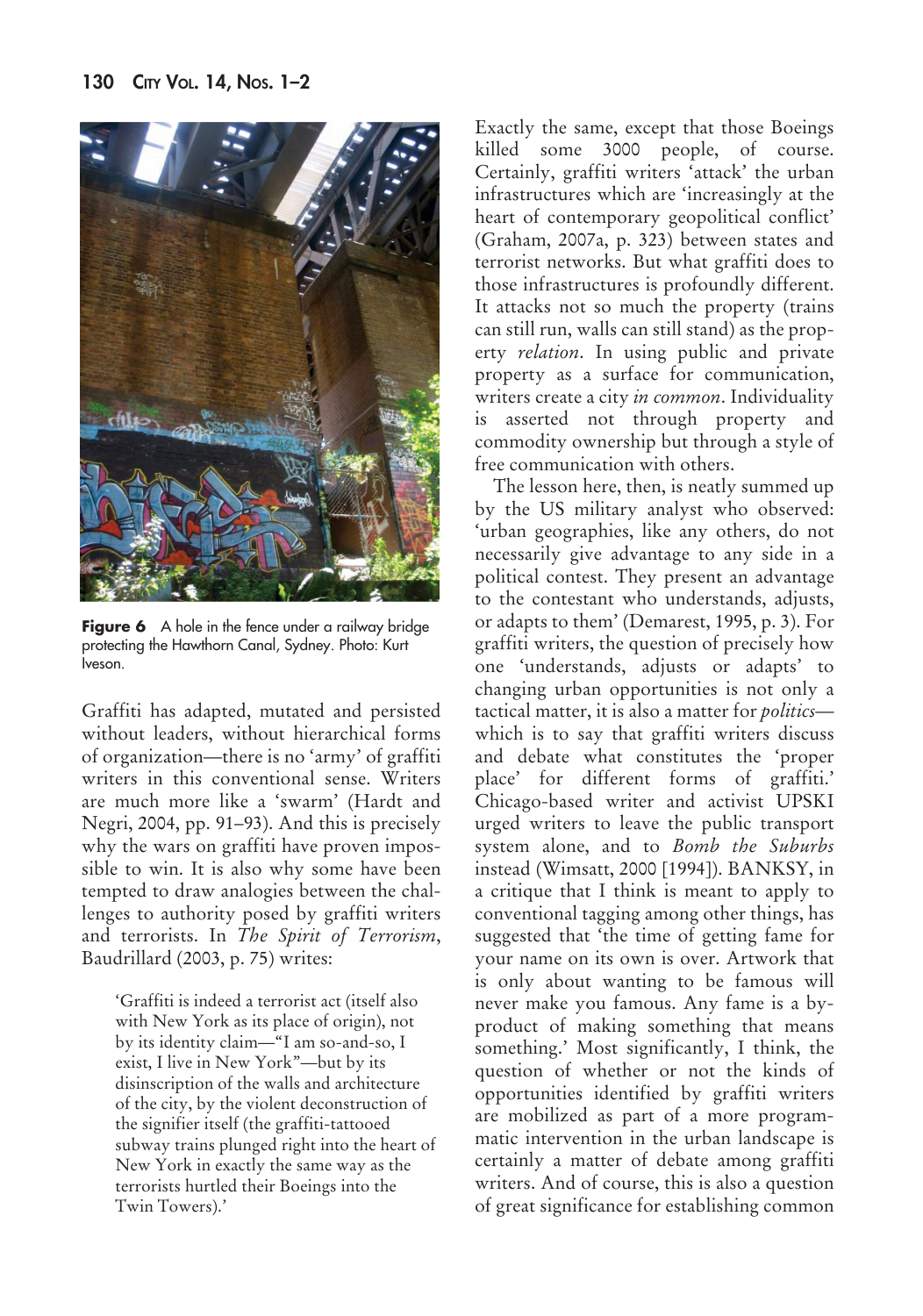Figure 6 A hole in the fence under a railway bridge protecting the Hawthorn Canal, Sydney. Photo: Kurt Iveson.

Graffiti has adapted, mutated and persisted without leaders, without hierarchical forms of organization—there is no 'army' of graffiti writers in this conventional sense. Writers are much more like a 'swarm' (Hardt and Negri, 2004, pp. 91–93). And this is precisely why the wars on graffiti have proven impossible to win. It is also why some have been tempted to draw analogies between the challenges to authority posed by graffiti writers and terrorists. In *The Spirit of Terrorism*, Baudrillard (2003, p. 75) writes:

> 'Graffiti is indeed a terrorist act (itself also with New York as its place of origin), not by its identity claim—"I am so-and-so, I exist, I live in New York"—but by its disinscription of the walls and architecture of the city, by the violent deconstruction of the signifier itself (the graffiti-tattooed subway trains plunged right into the heart of New York in exactly the same way as the terrorists hurtled their Boeings into the Twin Towers).'

Exactly the same, except that those Boeings killed some 3000 people, of course. Certainly, graffiti writers 'attack' the urban infrastructures which are 'increasingly at the heart of contemporary geopolitical conflict' (Graham, 2007a, p. 323) between states and terrorist networks. But what graffiti does to those infrastructures is profoundly different. It attacks not so much the property (trains can still run, walls can still stand) as the property *relation*. In using public and private property as a surface for communication, writers create a city *in common*. Individuality is asserted not through property and commodity ownership but through a style of free communication with others.

The lesson here, then, is neatly summed up by the US military analyst who observed: 'urban geographies, like any others, do not necessarily give advantage to any side in a political contest. They present an advantage to the contestant who understands, adjusts, or adapts to them' (Demarest, 1995, p. 3). For graffiti writers, the question of precisely how one 'understands, adjusts or adapts' to changing urban opportunities is not only a tactical matter, it is also a matter for *politics*—which is to say that graffiti writers discuss and debate what constitutes the 'proper place' for different forms of graffiti. Chicago-based writer and activist UPSKI urged writers to leave the public transport system alone, and to *Bomb the Suburbs* instead (Wimsatt, 2000 [1994]). BANKSY, in a critique that I think is meant to apply to conventional tagging among other things, has suggested that 'the time of getting fame for your name on its own is over. Artwork that is only about wanting to be famous will never make you famous. Any fame is a by-product of making something that means something.' Most significantly, I think, the question of whether or not the kinds of opportunities identified by graffiti writers are mobilized as part of a more programmatic intervention in the urban landscape is certainly a matter of debate among graffiti writers. And of course, this is also a question of great significance for establishing common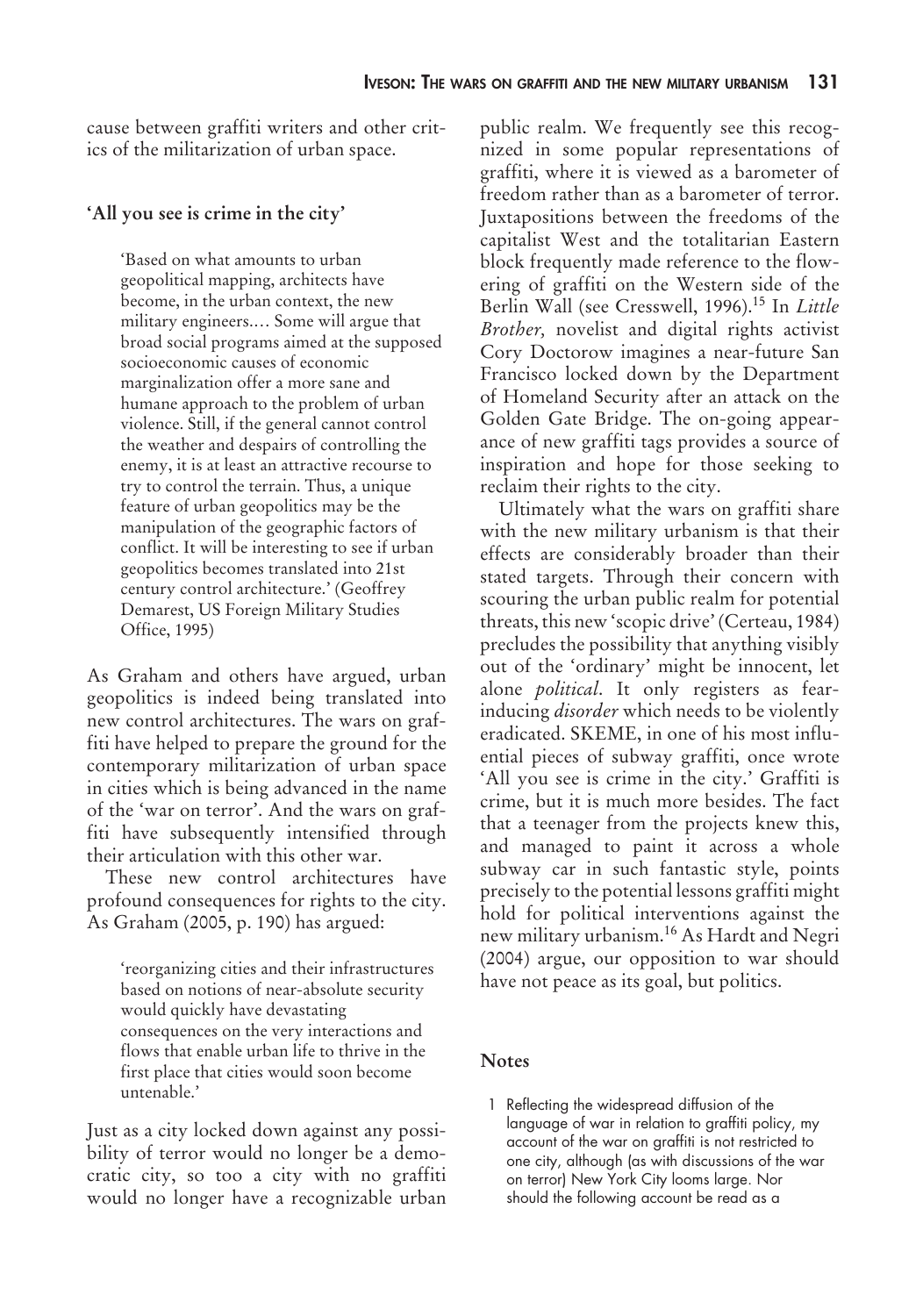cause between graffiti writers and other critics of the militarization of urban space.

## 'All you see is crime in the city'

> 'Based on what amounts to urban geopolitical mapping, architects have become, in the urban context, the new military engineers.… Some will argue that broad social programs aimed at the supposed socioeconomic causes of economic marginalization offer a more sane and humane approach to the problem of urban violence. Still, if the general cannot control the weather and despairs of controlling the enemy, it is at least an attractive recourse to try to control the terrain. Thus, a unique feature of urban geopolitics may be the manipulation of the geographic factors of conflict. It will be interesting to see if urban geopolitics becomes translated into 21st century control architecture.' (Geoffrey Demarest, US Foreign Military Studies Office, 1995)

As Graham and others have argued, urban geopolitics is indeed being translated into new control architectures. The wars on graffiti have helped to prepare the ground for the contemporary militarization of urban space in cities which is being advanced in the name of the 'war on terror'. And the wars on graffiti have subsequently intensified through their articulation with this other war.

These new control architectures have profound consequences for rights to the city. As Graham (2005, p. 190) has argued:

> 'reorganizing cities and their infrastructures based on notions of near-absolute security would quickly have devastating consequences on the very interactions and flows that enable urban life to thrive in the first place that cities would soon become untenable.'

Just as a city locked down against any possibility of terror would no longer be a democratic city, so too a city with no graffiti would no longer have a recognizable urban public realm. We frequently see this recognized in some popular representations of graffiti, where it is viewed as a barometer of freedom rather than as a barometer of terror. Juxtapositions between the freedoms of the capitalist West and the totalitarian Eastern block frequently made reference to the flowering of graffiti on the Western side of the Berlin Wall (see Cresswell, 1996).[15] In *Little Brother,* novelist and digital rights activist Cory Doctorow imagines a near-future San Francisco locked down by the Department of Homeland Security after an attack on the Golden Gate Bridge. The on-going appearance of new graffiti tags provides a source of inspiration and hope for those seeking to reclaim their rights to the city.

Ultimately what the wars on graffiti share with the new military urbanism is that their effects are considerably broader than their stated targets. Through their concern with scouring the urban public realm for potential threats, this new 'scopic drive' (Certeau, 1984) precludes the possibility that anything visibly out of the 'ordinary' might be innocent, let alone *political*. It only registers as fear-inducing *disorder* which needs to be violently eradicated. SKEME, in one of his most influential pieces of subway graffiti, once wrote 'All you see is crime in the city.' Graffiti is crime, but it is much more besides. The fact that a teenager from the projects knew this, and managed to paint it across a whole subway car in such fantastic style, points precisely to the potential lessons graffiti might hold for political interventions against the new military urbanism.[16] As Hardt and Negri (2004) argue, our opposition to war should have not peace as its goal, but politics.

## Notes

1 Reflecting the widespread diffusion of the language of war in relation to graffiti policy, my account of the war on graffiti is not restricted to one city, although (as with discussions of the war on terror) New York City looms large. Nor should the following account be read as a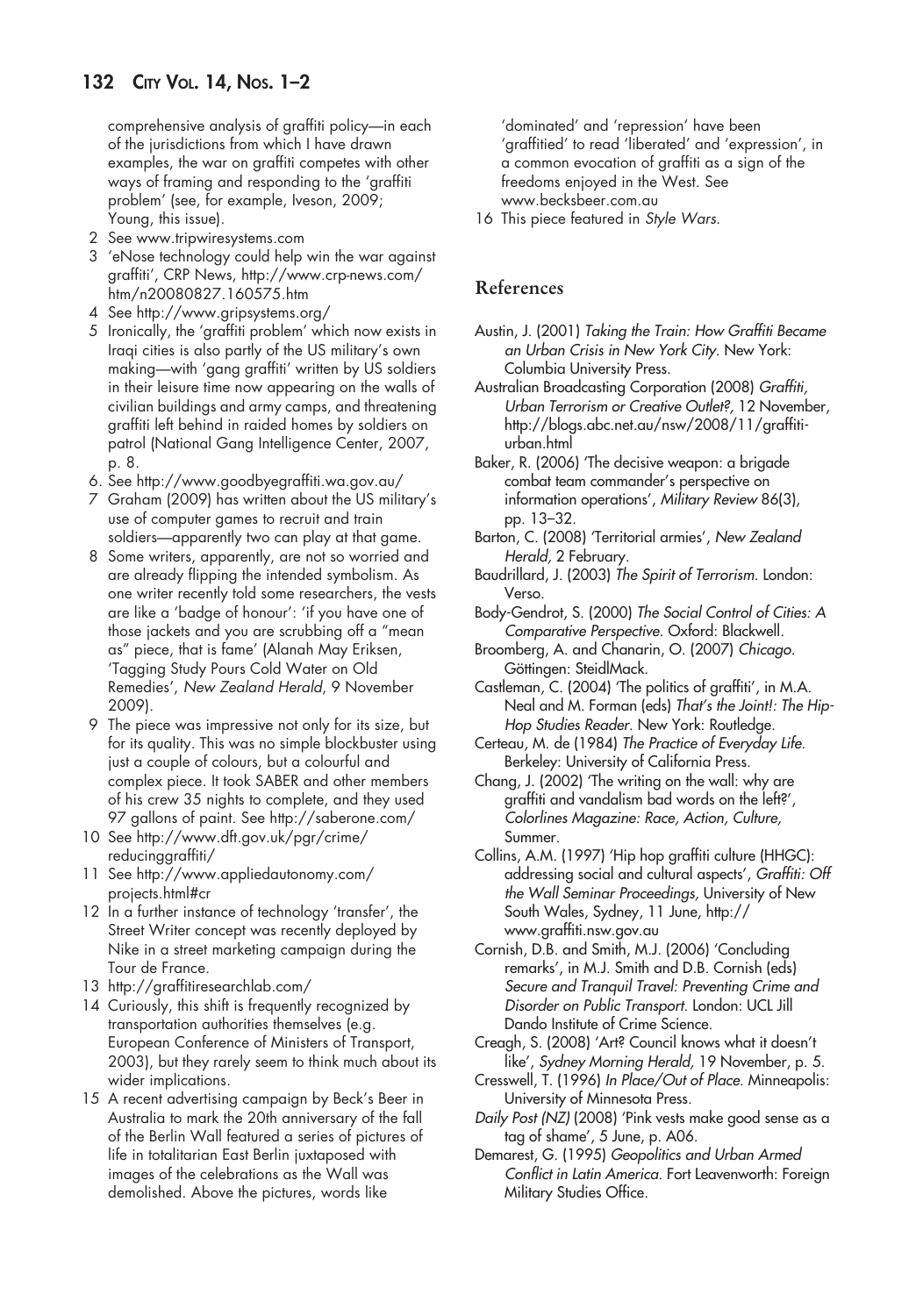comprehensive analysis of graffiti policy—in each of the jurisdictions from which I have drawn examples, the war on graffiti competes with other ways of framing and responding to the 'graffiti problem' (see, for example, Iveson, 2009; Young, this issue).

2 See www.tripwiresystems.com
3 'eNose technology could help win the war against graffiti', CRP News, http://www.crp-news.com/htm/n20080827.160575.htm
4 See http://www.gripsystems.org/
5 Ironically, the 'graffiti problem' which now exists in Iraqi cities is also partly of the US military's own making—with 'gang graffiti' written by US soldiers in their leisure time now appearing on the walls of civilian buildings and army camps, and threatening graffiti left behind in raided homes by soldiers on patrol (National Gang Intelligence Center, 2007, p. 8.
6. See http://www.goodbyegraffiti.wa.gov.au/
7 Graham (2009) has written about the US military's use of computer games to recruit and train soldiers—apparently two can play at that game.
8 Some writers, apparently, are not so worried and are already flipping the intended symbolism. As one writer recently told some researchers, the vests are like a 'badge of honour': 'if you have one of those jackets and you are scrubbing off a "mean as" piece, that is fame' (Alanah May Eriksen, 'Tagging Study Pours Cold Water on Old Remedies', *New Zealand Herald*, 9 November 2009).
9 The piece was impressive not only for its size, but for its quality. This was no simple blockbuster using just a couple of colours, but a colourful and complex piece. It took SABER and other members of his crew 35 nights to complete, and they used 97 gallons of paint. See http://saberone.com/
10 See http://www.dft.gov.uk/pgr/crime/reducinggraffiti/
11 See http://www.appliedautonomy.com/projects.html#cr
12 In a further instance of technology 'transfer', the Street Writer concept was recently deployed by Nike in a street marketing campaign during the Tour de France.
13 http://graffitiresearchlab.com/
14 Curiously, this shift is frequently recognized by transportation authorities themselves (e.g. European Conference of Ministers of Transport, 2003), but they rarely seem to think much about its wider implications.
15 A recent advertising campaign by Beck's Beer in Australia to mark the 20th anniversary of the fall of the Berlin Wall featured a series of pictures of life in totalitarian East Berlin juxtaposed with images of the celebrations as the Wall was demolished. Above the pictures, words like 'dominated' and 'repression' have been 'graffitied' to read 'liberated' and 'expression', in a common evocation of graffiti as a sign of the freedoms enjoyed in the West. See www.becksbeer.com.au
16 This piece featured in *Style Wars*.

## References

Austin, J. (2001) *Taking the Train: How Graffiti Became an Urban Crisis in New York City*. New York: Columbia University Press.

Australian Broadcasting Corporation (2008) *Graffiti, Urban Terrorism or Creative Outlet?*, 12 November, http://blogs.abc.net.au/nsw/2008/11/graffiti-urban.html

Baker, R. (2006) 'The decisive weapon: a brigade combat team commander's perspective on information operations', *Military Review* 86(3), pp. 13–32.

Barton, C. (2008) 'Territorial armies', *New Zealand Herald*, 2 February.

Baudrillard, J. (2003) *The Spirit of Terrorism*. London: Verso.

Body-Gendrot, S. (2000) *The Social Control of Cities: A Comparative Perspective*. Oxford: Blackwell.

Broomberg, A. and Chanarin, O. (2007) *Chicago*. Göttingen: SteidlMack.

Castleman, C. (2004) 'The politics of graffiti', in M.A. Neal and M. Forman (eds) *That's the Joint!: The Hip-Hop Studies Reader*. New York: Routledge.

Certeau, M. de (1984) *The Practice of Everyday Life*. Berkeley: University of California Press.

Chang, J. (2002) 'The writing on the wall: why are graffiti and vandalism bad words on the left?', *Colorlines Magazine: Race, Action, Culture*, Summer.

Collins, A.M. (1997) 'Hip hop graffiti culture (HHGC): addressing social and cultural aspects', *Graffiti: Off the Wall Seminar Proceedings*, University of New South Wales, Sydney, 11 June, http://www.graffiti.nsw.gov.au

Cornish, D.B. and Smith, M.J. (2006) 'Concluding remarks', in M.J. Smith and D.B. Cornish (eds) *Secure and Tranquil Travel: Preventing Crime and Disorder on Public Transport*. London: UCL Jill Dando Institute of Crime Science.

Creagh, S. (2008) 'Art? Council knows what it doesn't like', *Sydney Morning Herald*, 19 November, p. 5.

Cresswell, T. (1996) *In Place/Out of Place*. Minneapolis: University of Minnesota Press.

*Daily Post (NZ)* (2008) 'Pink vests make good sense as a tag of shame', 5 June, p. A06.

Demarest, G. (1995) *Geopolitics and Urban Armed Conflict in Latin America*. Fort Leavenworth: Foreign Military Studies Office.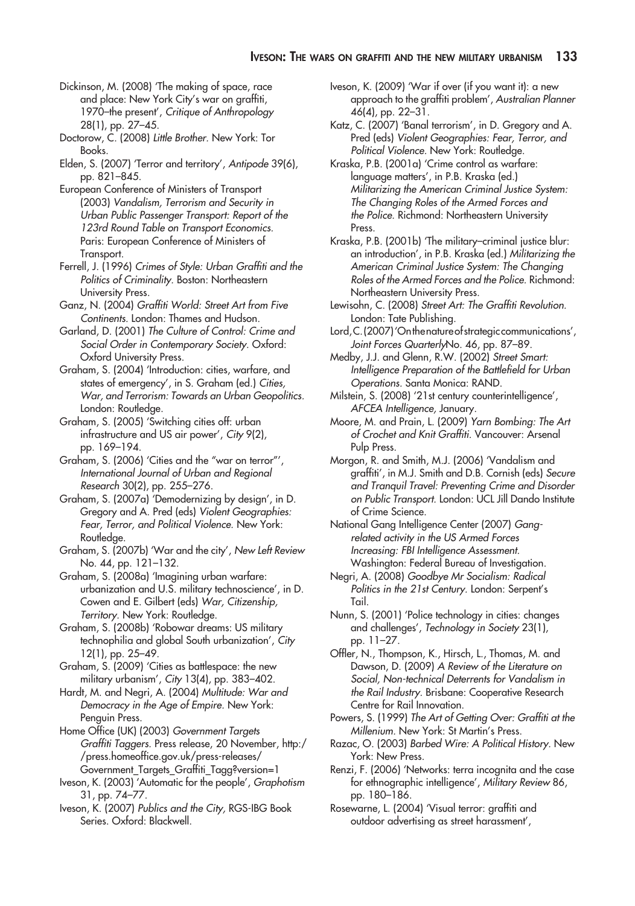Dickinson, M. (2008) 'The making of space, race and place: New York City's war on graffiti, 1970–the present', *Critique of Anthropology* 28(1), pp. 27–45.

Doctorow, C. (2008) *Little Brother*. New York: Tor Books.

Elden, S. (2007) 'Terror and territory', *Antipode* 39(6), pp. 821–845.

European Conference of Ministers of Transport (2003) *Vandalism, Terrorism and Security in Urban Public Passenger Transport: Report of the 123rd Round Table on Transport Economics*. Paris: European Conference of Ministers of Transport.

Ferrell, J. (1996) *Crimes of Style: Urban Graffiti and the Politics of Criminality*. Boston: Northeastern University Press.

Ganz, N. (2004) *Graffiti World: Street Art from Five Continents*. London: Thames and Hudson.

Garland, D. (2001) *The Culture of Control: Crime and Social Order in Contemporary Society*. Oxford: Oxford University Press.

Graham, S. (2004) 'Introduction: cities, warfare, and states of emergency', in S. Graham (ed.) *Cities, War, and Terrorism: Towards an Urban Geopolitics*. London: Routledge.

Graham, S. (2005) 'Switching cities off: urban infrastructure and US air power', *City* 9(2), pp. 169–194.

Graham, S. (2006) 'Cities and the "war on terror"', *International Journal of Urban and Regional Research* 30(2), pp. 255–276.

Graham, S. (2007a) 'Demodernizing by design', in D. Gregory and A. Pred (eds) *Violent Geographies: Fear, Terror, and Political Violence*. New York: Routledge.

Graham, S. (2007b) 'War and the city', *New Left Review* No. 44, pp. 121–132.

Graham, S. (2008a) 'Imagining urban warfare: urbanization and U.S. military technoscience', in D. Cowen and E. Gilbert (eds) *War, Citizenship, Territory*. New York: Routledge.

Graham, S. (2008b) 'Robowar dreams: US military technophilia and global South urbanization', *City* 12(1), pp. 25–49.

Graham, S. (2009) 'Cities as battlespace: the new military urbanism', *City* 13(4), pp. 383–402.

Hardt, M. and Negri, A. (2004) *Multitude: War and Democracy in the Age of Empire*. New York: Penguin Press.

Home Office (UK) (2003) *Government Targets Graffiti Taggers*. Press release, 20 November, http://press.homeoffice.gov.uk/press-releases/Government_Targets_Graffiti_Tagg?version=1

Iveson, K. (2003) 'Automatic for the people', *Graphotism* 31, pp. 74–77.

Iveson, K. (2007) *Publics and the City*, RGS-IBG Book Series. Oxford: Blackwell.

Iveson, K. (2009) 'War if over (if you want it): a new approach to the graffiti problem', *Australian Planner* 46(4), pp. 22–31.

Katz, C. (2007) 'Banal terrorism', in D. Gregory and A. Pred (eds) *Violent Geographies: Fear, Terror, and Political Violence*. New York: Routledge.

Kraska, P.B. (2001a) 'Crime control as warfare: language matters', in P.B. Kraska (ed.) *Militarizing the American Criminal Justice System: The Changing Roles of the Armed Forces and the Police*. Richmond: Northeastern University Press.

Kraska, P.B. (2001b) 'The military–criminal justice blur: an introduction', in P.B. Kraska (ed.) *Militarizing the American Criminal Justice System: The Changing Roles of the Armed Forces and the Police*. Richmond: Northeastern University Press.

Lewisohn, C. (2008) *Street Art: The Graffiti Revolution*. London: Tate Publishing.

Lord, C. (2007) 'On the nature of strategic communications', *Joint Forces Quarterly* No. 46, pp. 87–89.

Medby, J.J. and Glenn, R.W. (2002) *Street Smart: Intelligence Preparation of the Battlefield for Urban Operations*. Santa Monica: RAND.

Milstein, S. (2008) '21st century counterintelligence', *AFCEA Intelligence*, January.

Moore, M. and Prain, L. (2009) *Yarn Bombing: The Art of Crochet and Knit Graffiti*. Vancouver: Arsenal Pulp Press.

Morgon, R. and Smith, M.J. (2006) 'Vandalism and graffiti', in M.J. Smith and D.B. Cornish (eds) *Secure and Tranquil Travel: Preventing Crime and Disorder on Public Transport*. London: UCL Jill Dando Institute of Crime Science.

National Gang Intelligence Center (2007) *Gang-related activity in the US Armed Forces Increasing: FBI Intelligence Assessment*. Washington: Federal Bureau of Investigation.

Negri, A. (2008) *Goodbye Mr Socialism: Radical Politics in the 21st Century*. London: Serpent's Tail.

Nunn, S. (2001) 'Police technology in cities: changes and challenges', *Technology in Society* 23(1), pp. 11–27.

Offler, N., Thompson, K., Hirsch, L., Thomas, M. and Dawson, D. (2009) *A Review of the Literature on Social, Non-technical Deterrents for Vandalism in the Rail Industry*. Brisbane: Cooperative Research Centre for Rail Innovation.

Powers, S. (1999) *The Art of Getting Over: Graffiti at the Millenium*. New York: St Martin's Press.

Razac, O. (2003) *Barbed Wire: A Political History*. New York: New Press.

Renzi, F. (2006) 'Networks: terra incognita and the case for ethnographic intelligence', *Military Review* 86, pp. 180–186.

Rosewarne, L. (2004) 'Visual terror: graffiti and outdoor advertising as street harassment',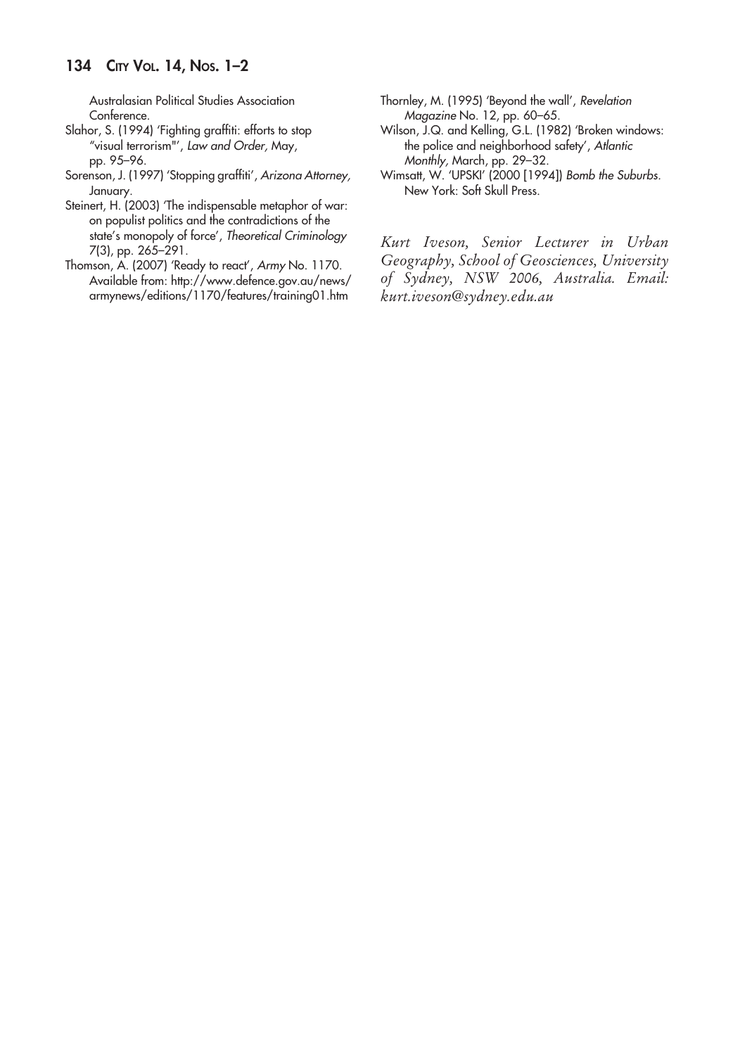Australasian Political Studies Association Conference.

Slahor, S. (1994) 'Fighting graffiti: efforts to stop "visual terrorism"', *Law and Order*, May, pp. 95–96.

Sorenson, J. (1997) 'Stopping graffiti', *Arizona Attorney*, January.

Steinert, H. (2003) 'The indispensable metaphor of war: on populist politics and the contradictions of the state's monopoly of force', *Theoretical Criminology* 7(3), pp. 265–291.

Thomson, A. (2007) 'Ready to react', *Army* No. 1170. Available from: http://www.defence.gov.au/news/armynews/editions/1170/features/training01.htm

Thornley, M. (1995) 'Beyond the wall', *Revelation Magazine* No. 12, pp. 60–65.

Wilson, J.Q. and Kelling, G.L. (1982) 'Broken windows: the police and neighborhood safety', *Atlantic Monthly*, March, pp. 29–32.

Wimsatt, W. 'UPSKI' (2000 [1994]) *Bomb the Suburbs*. New York: Soft Skull Press.

*Kurt Iveson, Senior Lecturer in Urban Geography, School of Geosciences, University of Sydney, NSW 2006, Australia. Email: kurt.iveson@sydney.edu.au*